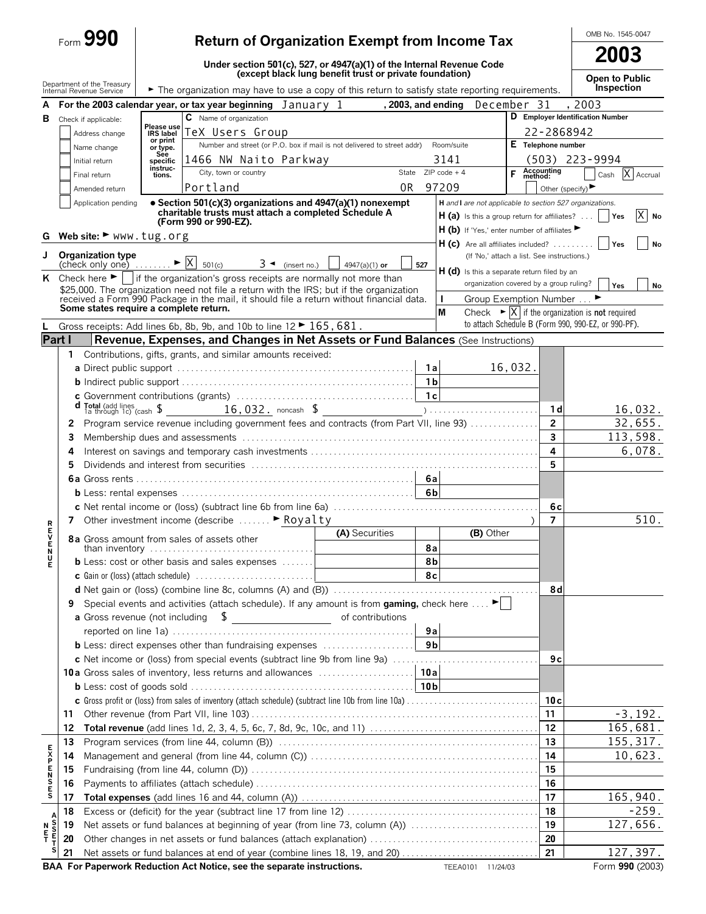Form **990**

# Return of Organization Exempt from Income Tax

**Under section 501(c), 527, or 4947(a)(1) of the Internal Revenue Code (except black lung benefit trust or private foundation)**

Department of the Treasury Internal Revenue Service

► The organization may have to use a copy of this return to satisfy state reporting requirements.

OMB No. 1545-0047

**2003**

**Open to Public Inspection**

**A** For the 2003 calendar year, or tax year beginning January 1, 2003, and ending December 31, 2003

**B** Check if applicable:
- [ ] Address change
- [ ] Name change
- [ ] Initial return
- [ ] Final return
- [ ] Amended return
- [ ] Application pending

Please use IRS label or print or type. See specific instructions.

**C** Name of organization: TeX Users Group

Number and street (or P.O. box if mail is not delivered to street addr): 1466 NW Naito Parkway — Room/suite: 3141

City, town or country: Portland — State: OR — ZIP code + 4: 97209

**D** Employer Identification Number: 22-2868942

**E** Telephone number: (503) 223-9994

**F** Accounting method: [ ] Cash [X] Accrual [ ] Other (specify) ►

• **Section 501(c)(3) organizations and 4947(a)(1) nonexempt charitable trusts must attach a completed Schedule A (Form 990 or 990-EZ).**

*H and I are not applicable to section 527 organizations.*

**H (a)** Is this a group return for affiliates? [ ] Yes [X] No

**H (b)** If 'Yes,' enter number of affiliates ►

**H (c)** Are all affiliates included? [ ] Yes [ ] No (If 'No,' attach a list. See instructions.)

**H (d)** Is this a separate return filed by an organization covered by a group ruling? [ ] Yes [ ] No

**G** Web site: ► www.tug.org

**J** Organization type (check only one) ► [X] 501(c) ( 3 ) ◄ (insert no.) [ ] 4947(a)(1) or [ ] 527

**K** Check here ► [ ] if the organization's gross receipts are normally not more than $25,000. The organization need not file a return with the IRS; but if the organization received a Form 990 Package in the mail, it should file a return without financial data. **Some states require a complete return.**

**I** Group Exemption Number ... ►

**M** Check ► [X] if the organization is **not** required to attach Schedule B (Form 990, 990-EZ, or 990-PF).

**L** Gross receipts: Add lines 6b, 8b, 9b, and 10b to line 12 ► 165,681.

## Part I — Revenue, Expenses, and Changes in Net Assets or Fund Balances (See Instructions)

| Line | Description | Sub-line | Sub-amount | Line | Amount |
|---|---|---|---|---|---|
| **REVENUE** | | | | | |
| 1 | Contributions, gifts, grants, and similar amounts received: | | | | |
| a | Direct public support | 1a | 16,032. | | |
| b | Indirect public support | 1b | | | |
| c | Government contributions (grants) | 1c | | | |
| d | Total (add lines 1a through 1c) (cash $ 16,032. noncash $ ) | | | 1d | 16,032. |
| 2 | Program service revenue including government fees and contracts (from Part VII, line 93) | | | 2 | 32,655. |
| 3 | Membership dues and assessments | | | 3 | 113,598. |
| 4 | Interest on savings and temporary cash investments | | | 4 | 6,078. |
| 5 | Dividends and interest from securities | | | 5 | |
| 6a | Gross rents | 6a | | | |
| b | Less: rental expenses | 6b | | | |
| c | Net rental income or (loss) (subtract line 6b from line 6a) | | | 6c | |
| 7 | Other investment income (describe ► Royalty ) | | | 7 | 510. |

| Line | Description | (A) Securities | Line | (B) Other | Line | Amount |
|---|---|---|---|---|---|---|
| 8a | Gross amount from sales of assets other than inventory | | 8a | | | |
| b | Less: cost or other basis and sales expenses | | 8b | | | |
| c | Gain or (loss) (attach schedule) | | 8c | | | |
| d | Net gain or (loss) (combine line 8c, columns (A) and (B)) | | | | 8d | |

| Line | Description | Sub-line | Sub-amount | Line | Amount |
|---|---|---|---|---|---|
| 9 | Special events and activities (attach schedule). If any amount is from **gaming**, check here ► [ ] | | | | |
| a | Gross revenue (not including $ of contributions reported on line 1a) | 9a | | | |
| b | Less: direct expenses other than fundraising expenses | 9b | | | |
| c | Net income or (loss) from special events (subtract line 9b from line 9a) | | | 9c | |
| 10a | Gross sales of inventory, less returns and allowances | 10a | | | |
| b | Less: cost of goods sold | 10b | | | |
| c | Gross profit or (loss) from sales of inventory (attach schedule) (subtract line 10b from line 10a) | | | 10c | |
| 11 | Other revenue (from Part VII, line 103) | | | 11 | -3,192. |
| 12 | **Total revenue** (add lines 1d, 2, 3, 4, 5, 6c, 7, 8d, 9c, 10c, and 11) | | | 12 | 165,681. |
| **EXPENSES** | | | | | |
| 13 | Program services (from line 44, column (B)) | | | 13 | 155,317. |
| 14 | Management and general (from line 44, column (C)) | | | 14 | 10,623. |
| 15 | Fundraising (from line 44, column (D)) | | | 15 | |
| 16 | Payments to affiliates (attach schedule) | | | 16 | |
| 17 | **Total expenses** (add lines 16 and 44, column (A)) | | | 17 | 165,940. |
| **NET ASSETS** | | | | | |
| 18 | Excess or (deficit) for the year (subtract line 17 from line 12) | | | 18 | -259. |
| 19 | Net assets or fund balances at beginning of year (from line 73, column (A)) | | | 19 | 127,656. |
| 20 | Other changes in net assets or fund balances (attach explanation) | | | 20 | |
| 21 | Net assets or fund balances at end of year (combine lines 18, 19, and 20) | | | 21 | 127,397. |

**BAA For Paperwork Reduction Act Notice, see the separate instructions.** TEEA0101 11/24/03 Form **990** (2003)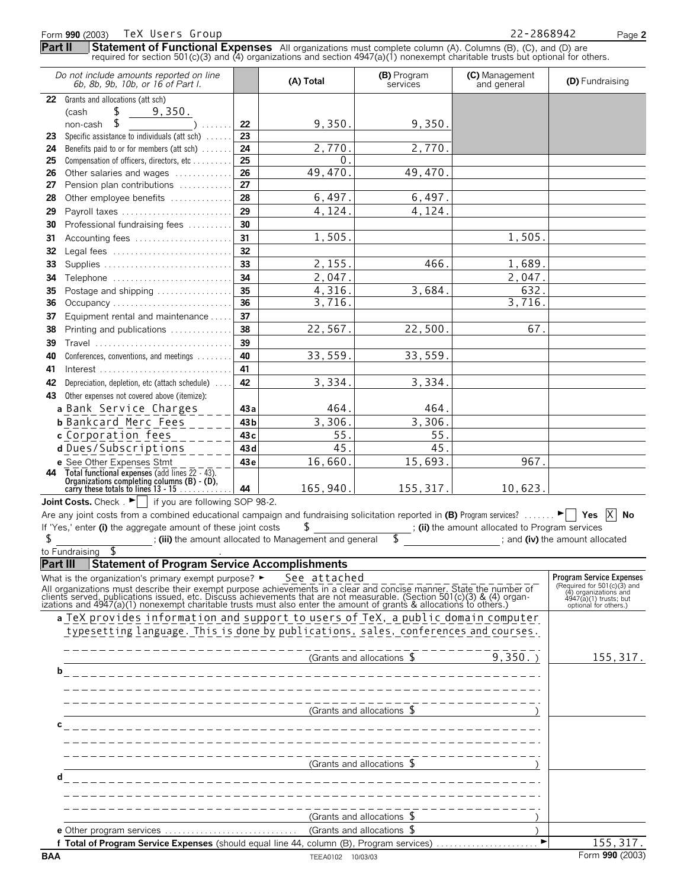Form **990** (2003) TeX Users Group 22-2868942

**Part II** **Statement of Functional Expenses** All organizations must complete column (A). Columns (B), (C), and (D) are required for section 501(c)(3) and (4) organizations and section 4947(a)(1) nonexempt charitable trusts but optional for others.

| *Do not include amounts reported on line 6b, 8b, 9b, 10b, or 16 of Part I.* | | (A) Total | (B) Program services | (C) Management and general | (D) Fundraising |
|---|---|---|---|---|---|
| **22** Grants and allocations (att sch) (cash $ 9,350. non-cash $ ) | 22 | 9,350. | 9,350. | | |
| **23** Specific assistance to individuals (att sch) | 23 | | | | |
| **24** Benefits paid to or for members (att sch) | 24 | 2,770. | 2,770. | | |
| **25** Compensation of officers, directors, etc | 25 | 0. | | | |
| **26** Other salaries and wages | 26 | 49,470. | 49,470. | | |
| **27** Pension plan contributions | 27 | | | | |
| **28** Other employee benefits | 28 | 6,497. | 6,497. | | |
| **29** Payroll taxes | 29 | 4,124. | 4,124. | | |
| **30** Professional fundraising fees | 30 | | | | |
| **31** Accounting fees | 31 | 1,505. | | 1,505. | |
| **32** Legal fees | 32 | | | | |
| **33** Supplies | 33 | 2,155. | 466. | 1,689. | |
| **34** Telephone | 34 | 2,047. | | 2,047. | |
| **35** Postage and shipping | 35 | 4,316. | 3,684. | 632. | |
| **36** Occupancy | 36 | 3,716. | | 3,716. | |
| **37** Equipment rental and maintenance | 37 | | | | |
| **38** Printing and publications | 38 | 22,567. | 22,500. | 67. | |
| **39** Travel | 39 | | | | |
| **40** Conferences, conventions, and meetings | 40 | 33,559. | 33,559. | | |
| **41** Interest | 41 | | | | |
| **42** Depreciation, depletion, etc (attach schedule) | 42 | 3,334. | 3,334. | | |
| **43** Other expenses not covered above (itemize): | | | | | |
| **a** Bank Service Charges | 43a | 464. | 464. | | |
| **b** Bankcard Merc Fees | 43b | 3,306. | 3,306. | | |
| **c** Corporation fees | 43c | 55. | 55. | | |
| **d** Dues/Subscriptions | 43d | 45. | 45. | | |
| **e** See Other Expenses Stmt | 43e | 16,660. | 15,693. | 967. | |
| **44 Total functional expenses** (add lines 22 - 43). Organizations completing columns (B) - (D), carry these totals to lines 13 - 15 | 44 | 165,940. | 155,317. | 10,623. | |

**Joint Costs.** Check . ► [ ] if you are following SOP 98-2.

Are any joint costs from a combined educational campaign and fundraising solicitation reported in **(B)** Program services? ► [ ] Yes [X] No

If 'Yes,' enter **(i)** the aggregate amount of these joint costs $ ______; **(ii)** the amount allocated to Program services $ ______; **(iii)** the amount allocated to Management and general $ ______; and **(iv)** the amount allocated to Fundraising $ ______.

**Part III** **Statement of Program Service Accomplishments**

What is the organization's primary exempt purpose? ► See attached

All organizations must describe their exempt purpose achievements in a clear and concise manner. State the number of clients served, publications issued, etc. Discuss achievements that are not measurable. (Section 501(c)(3) & (4) organizations and 4947(a)(1) nonexempt charitable trusts must also enter the amount of grants & allocations to others.)

| | Program Service Expenses (Required for 501(c)(3) and (4) organizations and 4947(a)(1) trusts; but optional for others.) |
|---|---|
| **a** TeX provides information and support to users of TeX, a public domain computer typesetting language. This is done by publications, sales, conferences and courses. (Grants and allocations $ 9,350. ) | 155,317. |
| **b** (Grants and allocations $ ) | |
| **c** (Grants and allocations $ ) | |
| **d** (Grants and allocations $ ) | |
| **e** Other program services (Grants and allocations $ ) | |
| **f Total of Program Service Expenses** (should equal line 44, column (B), Program services) ► | 155,317. |

BAA TEEA0102 10/03/03 Form **990** (2003)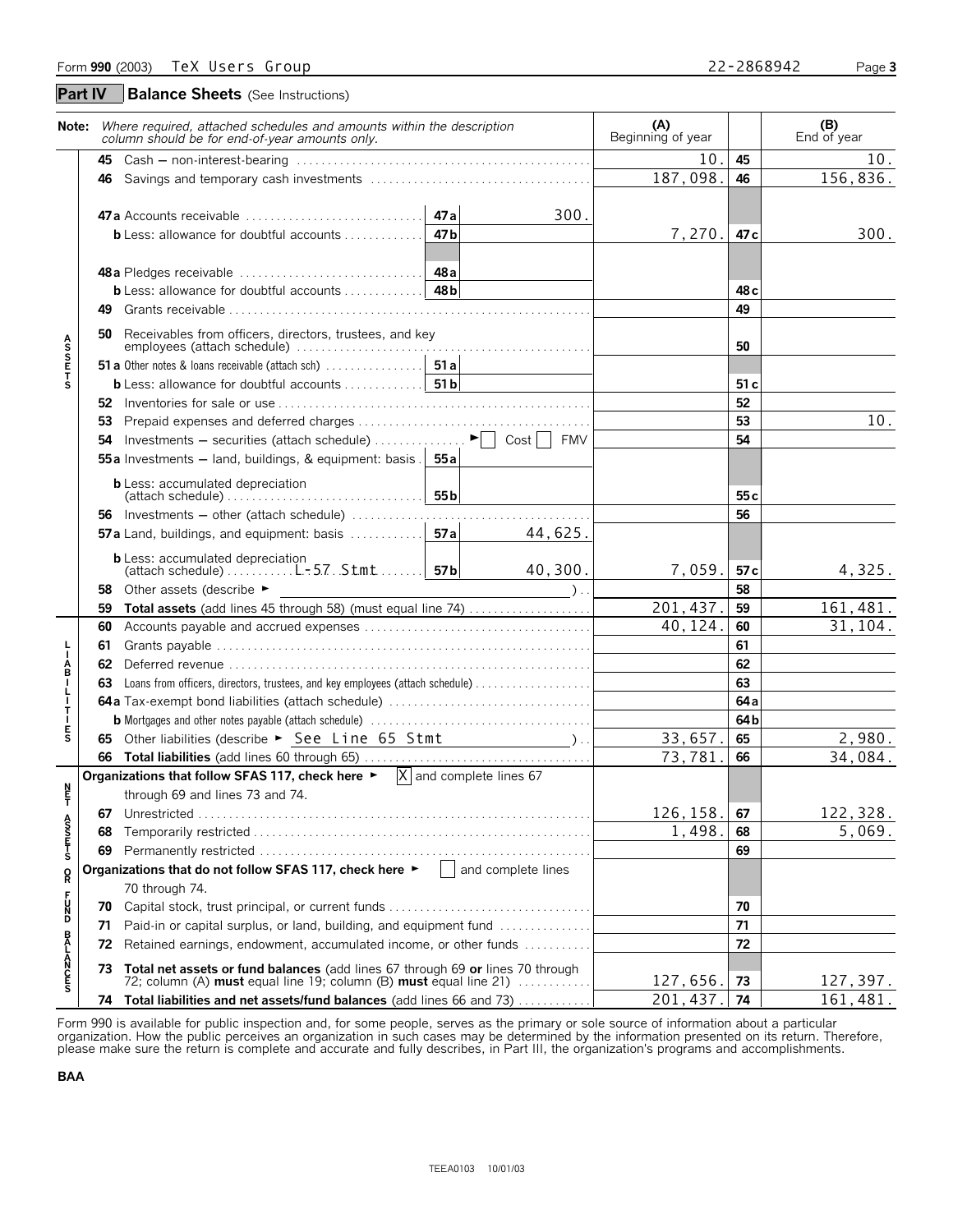Form **990** (2003) TeX Users Group 22-2868942

## Part IV Balance Sheets (See Instructions)

| **Note:** *Where required, attached schedules and amounts within the description column should be for end-of-year amounts only.* | | | (A) Beginning of year | | (B) End of year |
|---|---|---|---|---|---|
| **ASSETS** | | | | | |
| **45** Cash – non-interest-bearing | | | 10. | **45** | 10. |
| **46** Savings and temporary cash investments | | | 187,098. | **46** | 156,836. |
| **47a** Accounts receivable | **47a** | 300. | | | |
| **b** Less: allowance for doubtful accounts | **47b** | | 7,270. | **47c** | 300. |
| **48a** Pledges receivable | **48a** | | | | |
| **b** Less: allowance for doubtful accounts | **48b** | | | **48c** | |
| **49** Grants receivable | | | | **49** | |
| **50** Receivables from officers, directors, trustees, and key employees (attach schedule) | | | | **50** | |
| **51a** Other notes & loans receivable (attach sch) | **51a** | | | | |
| **b** Less: allowance for doubtful accounts | **51b** | | | **51c** | |
| **52** Inventories for sale or use | | | | **52** | |
| **53** Prepaid expenses and deferred charges | | | | **53** | 10. |
| **54** Investments – securities (attach schedule) ► [ ] Cost [ ] FMV | | | | **54** | |
| **55a** Investments – land, buildings, & equipment: basis | **55a** | | | | |
| **b** Less: accumulated depreciation (attach schedule) | **55b** | | | **55c** | |
| **56** Investments – other (attach schedule) | | | | **56** | |
| **57a** Land, buildings, and equipment: basis | **57a** | 44,625. | | | |
| **b** Less: accumulated depreciation (attach schedule) L-57 Stmt | **57b** | 40,300. | 7,059. | **57c** | 4,325. |
| **58** Other assets (describe ► ) | | | | **58** | |
| **59 Total assets** (add lines 45 through 58) (must equal line 74) | | | 201,437. | **59** | 161,481. |
| **LIABILITIES** | | | | | |
| **60** Accounts payable and accrued expenses | | | 40,124. | **60** | 31,104. |
| **61** Grants payable | | | | **61** | |
| **62** Deferred revenue | | | | **62** | |
| **63** Loans from officers, directors, trustees, and key employees (attach schedule) | | | | **63** | |
| **64a** Tax-exempt bond liabilities (attach schedule) | | | | **64a** | |
| **b** Mortgages and other notes payable (attach schedule) | | | | **64b** | |
| **65** Other liabilities (describe ► See Line 65 Stmt ) | | | 33,657. | **65** | 2,980. |
| **66 Total liabilities** (add lines 60 through 65) | | | 73,781. | **66** | 34,084. |
| **NET ASSETS OR FUND BALANCES** | | | | | |
| **Organizations that follow SFAS 117, check here ►** [X] and complete lines 67 through 69 and lines 73 and 74. | | | | | |
| **67** Unrestricted | | | 126,158. | **67** | 122,328. |
| **68** Temporarily restricted | | | 1,498. | **68** | 5,069. |
| **69** Permanently restricted | | | | **69** | |
| **Organizations that do not follow SFAS 117, check here ►** [ ] and complete lines 70 through 74. | | | | | |
| **70** Capital stock, trust principal, or current funds | | | | **70** | |
| **71** Paid-in or capital surplus, or land, building, and equipment fund | | | | **71** | |
| **72** Retained earnings, endowment, accumulated income, or other funds | | | | **72** | |
| **73 Total net assets or fund balances** (add lines 67 through 69 **or** lines 70 through 72; column (A) **must** equal line 19; column (B) **must** equal line 21) | | | 127,656. | **73** | 127,397. |
| **74 Total liabilities and net assets/fund balances** (add lines 66 and 73) | | | 201,437. | **74** | 161,481. |

Form 990 is available for public inspection and, for some people, serves as the primary or sole source of information about a particular organization. How the public perceives an organization in such cases may be determined by the information presented on its return. Therefore, please make sure the return is complete and accurate and fully describes, in Part III, the organization's programs and accomplishments.

BAA

TEEA0103 10/01/03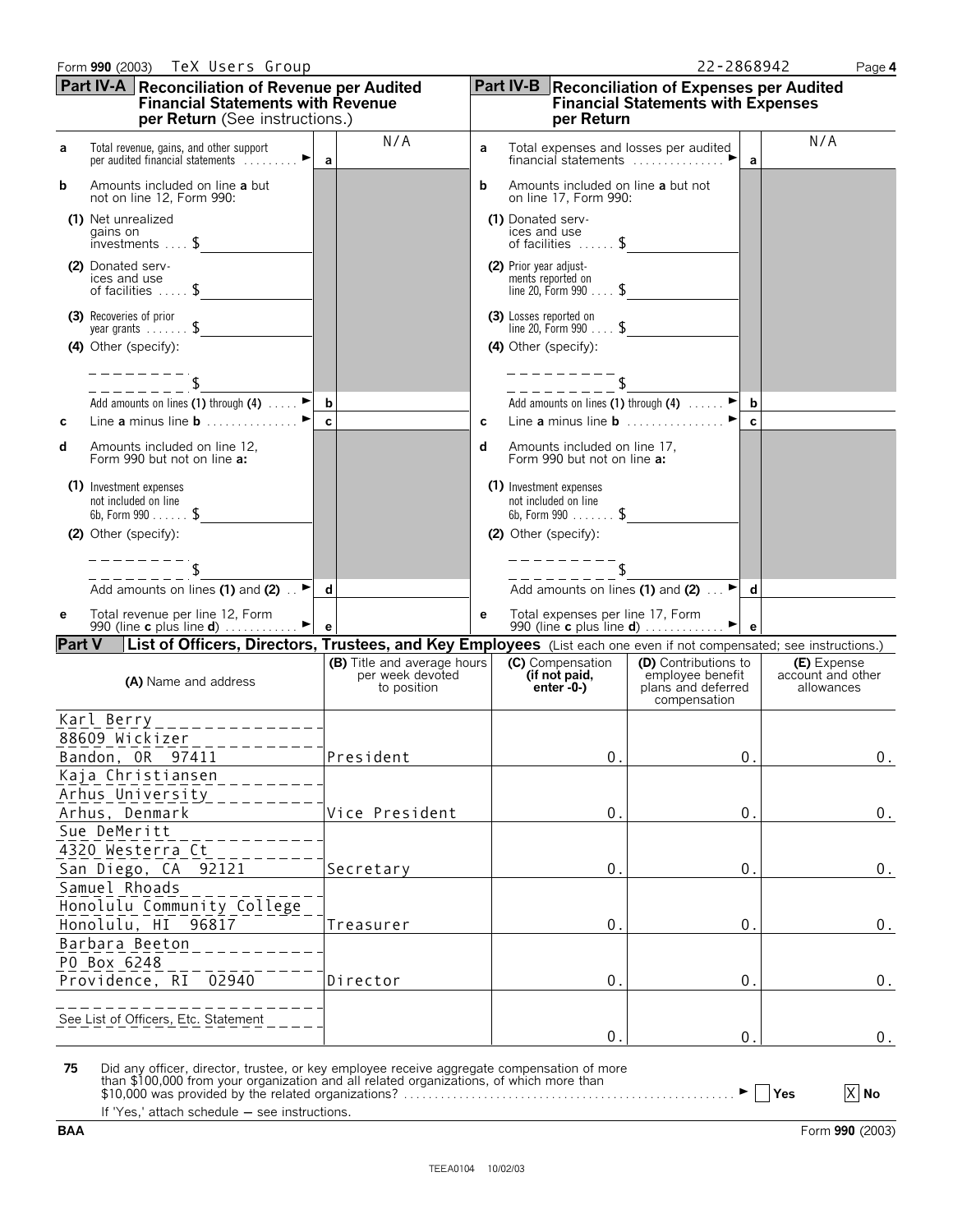Form **990** (2003) TeX Users Group 22-2868942

## Part IV-A Reconciliation of Revenue per Audited Financial Statements with Revenue per Return (See instructions.)

| | | | |
|---|---|---|---|
| **a** | Total revenue, gains, and other support per audited financial statements | **a** | N/A |
| **b** | Amounts included on line **a** but not on line 12, Form 990: | | |
| | (1) Net unrealized gains on investments $ | | |
| | (2) Donated services and use of facilities $ | | |
| | (3) Recoveries of prior year grants $ | | |
| | (4) Other (specify): $ | | |
| | Add amounts on lines (1) through (4) | **b** | |
| **c** | Line **a** minus line **b** | **c** | |
| **d** | Amounts included on line 12, Form 990 but not on line **a**: | | |
| | (1) Investment expenses not included on line 6b, Form 990 $ | | |
| | (2) Other (specify): $ | | |
| | Add amounts on lines (1) and (2) | **d** | |
| **e** | Total revenue per line 12, Form 990 (line **c** plus line **d**) | **e** | |

## Part IV-B Reconciliation of Expenses per Audited Financial Statements with Expenses per Return

| | | | |
|---|---|---|---|
| **a** | Total expenses and losses per audited financial statements | **a** | N/A |
| **b** | Amounts included on line **a** but not on line 17, Form 990: | | |
| | (1) Donated services and use of facilities $ | | |
| | (2) Prior year adjustments reported on line 20, Form 990 $ | | |
| | (3) Losses reported on line 20, Form 990 $ | | |
| | (4) Other (specify): $ | | |
| | Add amounts on lines (1) through (4) | **b** | |
| **c** | Line **a** minus line **b** | **c** | |
| **d** | Amounts included on line 17, Form 990 but not on line **a**: | | |
| | (1) Investment expenses not included on line 6b, Form 990 $ | | |
| | (2) Other (specify): $ | | |
| | Add amounts on lines (1) and (2) | **d** | |
| **e** | Total expenses per line 17, Form 990 (line **c** plus line **d**) | **e** | |

## Part V List of Officers, Directors, Trustees, and Key Employees (List each one even if not compensated; see instructions.)

| (A) Name and address | (B) Title and average hours per week devoted to position | (C) Compensation (if not paid, enter -0-) | (D) Contributions to employee benefit plans and deferred compensation | (E) Expense account and other allowances |
|---|---|---|---|---|
| Karl Berry<br>88609 Wickizer<br>Bandon, OR 97411 | President | 0. | 0. | 0. |
| Kaja Christiansen<br>Arhus University<br>Arhus, Denmark | Vice President | 0. | 0. | 0. |
| Sue DeMeritt<br>4320 Westerra Ct<br>San Diego, CA 92121 | Secretary | 0. | 0. | 0. |
| Samuel Rhoads<br>Honolulu Community College<br>Honolulu, HI 96817 | Treasurer | 0. | 0. | 0. |
| Barbara Beeton<br>PO Box 6248<br>Providence, RI 02940 | Director | 0. | 0. | 0. |
| See List of Officers, Etc. Statement | | 0. | 0. | 0. |

**75** Did any officer, director, trustee, or key employee receive aggregate compensation of more than $100,000 from your organization and all related organizations, of which more than $10,000 was provided by the related organizations? ☐ Yes ☒ No

If 'Yes,' attach schedule — see instructions.

BAA Form **990** (2003)

TEEA0104 10/02/03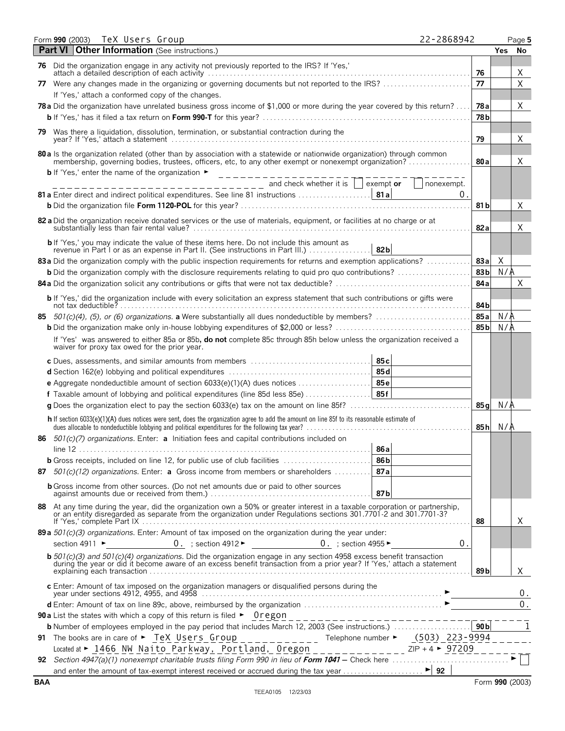Form **990** (2003) TeX Users Group 22-2868942

## Part VI Other Information (See instructions.)

| | | | Yes | No |
|---|---|---|---|---|
| **76** | Did the organization engage in any activity not previously reported to the IRS? If 'Yes,' attach a detailed description of each activity | 76 | | X |
| **77** | Were any changes made in the organizing or governing documents but not reported to the IRS? If 'Yes,' attach a conformed copy of the changes. | 77 | | X |
| **78a** | Did the organization have unrelated business gross income of $1,000 or more during the year covered by this return? | 78a | | X |
| **b** | If 'Yes,' has it filed a tax return on **Form 990-T** for this year? | 78b | | |
| **79** | Was there a liquidation, dissolution, termination, or substantial contraction during the year? If 'Yes,' attach a statement | 79 | | X |
| **80a** | Is the organization related (other than by association with a statewide or nationwide organization) through common membership, governing bodies, trustees, officers, etc, to any other exempt or nonexempt organization? | 80a | | X |
| **b** | If 'Yes,' enter the name of the organization ► ______ and check whether it is ☐ exempt **or** ☐ nonexempt. | | | |
| **81a** | Enter direct and indirect political expenditures. See line 81 instructions — **81a** 0. | | | |
| **b** | Did the organization file **Form 1120-POL** for this year? | 81b | | X |
| **82a** | Did the organization receive donated services or the use of materials, equipment, or facilities at no charge or at substantially less than fair rental value? | 82a | | X |
| **b** | If 'Yes,' you may indicate the value of these items here. Do not include this amount as revenue in Part I or as an expense in Part II. (See instructions in Part III.) — **82b** | | | |
| **83a** | Did the organization comply with the public inspection requirements for returns and exemption applications? | 83a | X | |
| **b** | Did the organization comply with the disclosure requirements relating to quid pro quo contributions? | 83b | N/A | |
| **84a** | Did the organization solicit any contributions or gifts that were not tax deductible? | 84a | | X |
| **b** | If 'Yes,' did the organization include with every solicitation an express statement that such contributions or gifts were not tax deductible? | 84b | | |
| **85** | *501(c)(4), (5), or (6) organizations.* **a** Were substantially all dues nondeductible by members? | 85a | N/A | |
| **b** | Did the organization make only in-house lobbying expenditures of $2,000 or less? | 85b | N/A | |
| | If 'Yes' was answered to either 85a or 85b, **do not** complete 85c through 85h below unless the organization received a waiver for proxy tax owed for the prior year. | | | |
| **c** | Dues, assessments, and similar amounts from members — **85c** | | | |
| **d** | Section 162(e) lobbying and political expenditures — **85d** | | | |
| **e** | Aggregate nondeductible amount of section 6033(e)(1)(A) dues notices — **85e** | | | |
| **f** | Taxable amount of lobbying and political expenditures (line 85d less 85e) — **85f** | | | |
| **g** | Does the organization elect to pay the section 6033(e) tax on the amount on line 85f? | 85g | N/A | |
| **h** | If section 6033(e)(1)(A) dues notices were sent, does the organization agree to add the amount on line 85f to its reasonable estimate of dues allocable to nondeductible lobbying and political expenditures for the following tax year? | 85h | N/A | |
| **86** | *501(c)(7) organizations.* Enter: **a** Initiation fees and capital contributions included on line 12 — **86a** | | | |
| **b** | Gross receipts, included on line 12, for public use of club facilities — **86b** | | | |
| **87** | *501(c)(12) organizations.* Enter: **a** Gross income from members or shareholders — **87a** | | | |
| **b** | Gross income from other sources. (Do not net amounts due or paid to other sources against amounts due or received from them.) — **87b** | | | |
| **88** | At any time during the year, did the organization own a 50% or greater interest in a taxable corporation or partnership, or an entity disregarded as separate from the organization under Regulations sections 301.7701-2 and 301.7701-3? If 'Yes,' complete Part IX | 88 | | X |
| **89a** | *501(c)(3) organizations.* Enter: Amount of tax imposed on the organization during the year under: section 4911 ► 0. ; section 4912 ► 0. ; section 4955 ► 0. | | | |
| **b** | *501(c)(3) and 501(c)(4) organizations.* Did the organization engage in any section 4958 excess benefit transaction during the year or did it become aware of an excess benefit transaction from a prior year? If 'Yes,' attach a statement explaining each transaction | 89b | | X |
| **c** | Enter: Amount of tax imposed on the organization managers or disqualified persons during the year under sections 4912, 4955, and 4958 ► | | | 0. |
| **d** | Enter: Amount of tax on line 89c, above, reimbursed by the organization ► | | | 0. |

**90a** List the states with which a copy of this return is filed ► Oregon

**b** Number of employees employed in the pay period that includes March 12, 2003 (See instructions.) — **90b** 1

**91** The books are in care of ► TeX Users Group Telephone number ► (503) 223-9994

Located at ► 1466 NW Naito Parkway, Portland, Oregon ZIP + 4 ► 97209

**92** *Section 4947(a)(1) nonexempt charitable trusts filing Form 990 in lieu of* ***Form 1041*** *—* Check here ► ☐

and enter the amount of tax-exempt interest received or accrued during the tax year ► **92**

BAA Form **990** (2003)

TEEA0105 12/23/03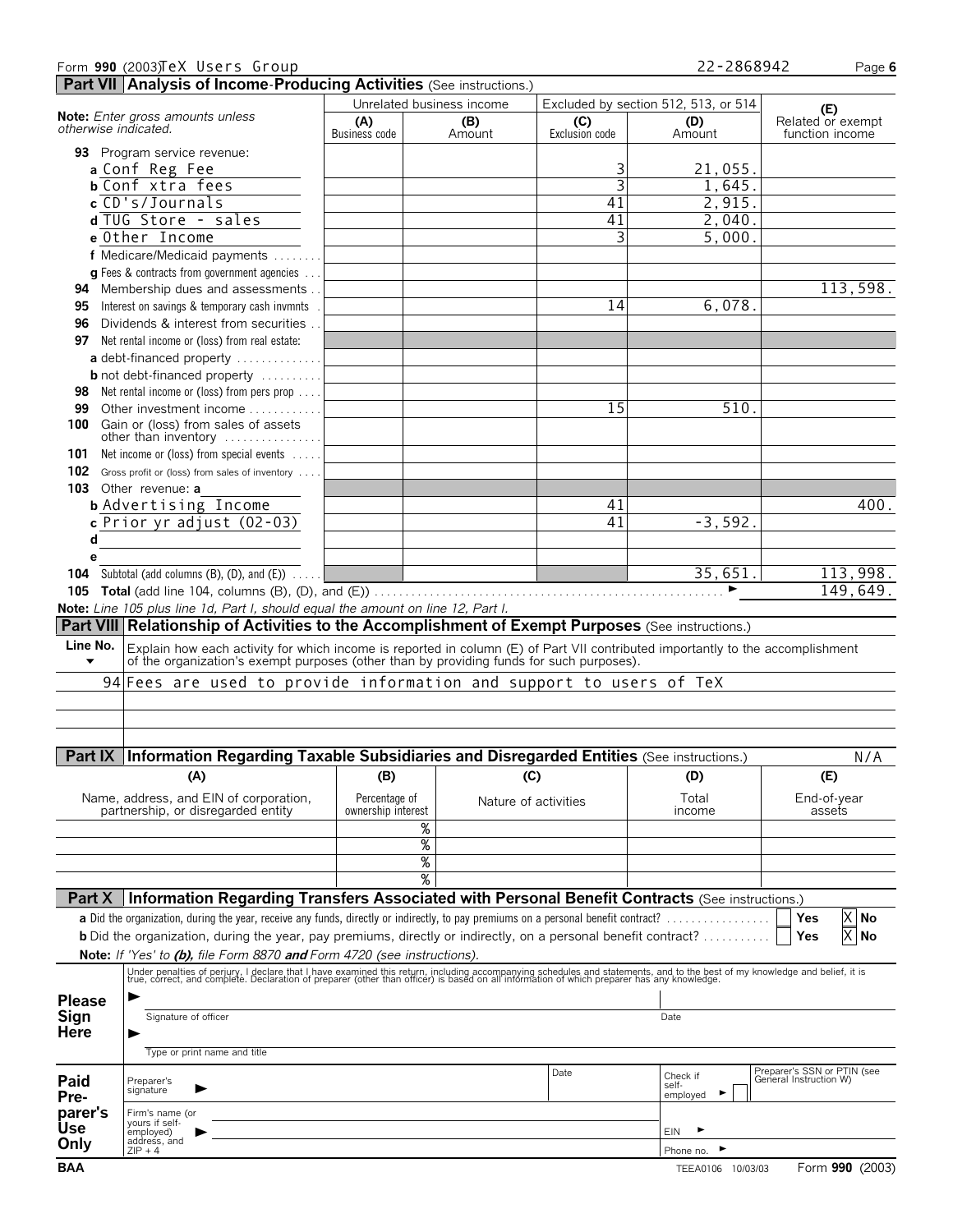Form **990** (2003) TeX Users Group 22-2868942

## Part VII Analysis of Income-Producing Activities (See instructions.)

| **Note:** *Enter gross amounts unless otherwise indicated.* | Unrelated business income | | Excluded by section 512, 513, or 514 | | (E) Related or exempt function income |
|---|---|---|---|---|---|
| | (A) Business code | (B) Amount | (C) Exclusion code | (D) Amount | |
| **93** Program service revenue: | | | | | |
| a Conf Reg Fee | | | 3 | 21,055. | |
| b Conf xtra fees | | | 3 | 1,645. | |
| c CD's/Journals | | | 41 | 2,915. | |
| d TUG Store - sales | | | 41 | 2,040. | |
| e Other Income | | | 3 | 5,000. | |
| f Medicare/Medicaid payments | | | | | |
| g Fees & contracts from government agencies | | | | | |
| **94** Membership dues and assessments | | | | | 113,598. |
| **95** Interest on savings & temporary cash invmnts | | | 14 | 6,078. | |
| **96** Dividends & interest from securities | | | | | |
| **97** Net rental income or (loss) from real estate: | | | | | |
| a debt-financed property | | | | | |
| b not debt-financed property | | | | | |
| **98** Net rental income or (loss) from pers prop | | | | | |
| **99** Other investment income | | | 15 | 510. | |
| **100** Gain or (loss) from sales of assets other than inventory | | | | | |
| **101** Net income or (loss) from special events | | | | | |
| **102** Gross profit or (loss) from sales of inventory | | | | | |
| **103** Other revenue: a | | | | | |
| b Advertising Income | | | 41 | | 400. |
| c Prior yr adjust (02-03) | | | 41 | -3,592. | |
| d | | | | | |
| e | | | | | |
| **104** Subtotal (add columns (B), (D), and (E)) | | | | 35,651. | 113,998. |
| **105** **Total** (add line 104, columns (B), (D), and (E)) | | | | | 149,649. |

**Note:** *Line 105 plus line 1d, Part I, should equal the amount on line 12, Part I.*

## Part VIII Relationship of Activities to the Accomplishment of Exempt Purposes (See instructions.)

| Line No. | Explain how each activity for which income is reported in column (E) of Part VII contributed importantly to the accomplishment of the organization's exempt purposes (other than by providing funds for such purposes). |
|---|---|
| 94 | Fees are used to provide information and support to users of TeX |

## Part IX Information Regarding Taxable Subsidiaries and Disregarded Entities (See instructions.) N/A

| (A) Name, address, and EIN of corporation, partnership, or disregarded entity | (B) Percentage of ownership interest | (C) Nature of activities | (D) Total income | (E) End-of-year assets |
|---|---|---|---|---|
| | % | | | |
| | % | | | |
| | % | | | |
| | % | | | |

## Part X Information Regarding Transfers Associated with Personal Benefit Contracts (See instructions.)

**a** Did the organization, during the year, receive any funds, directly or indirectly, to pay premiums on a personal benefit contract? Yes [ ] No [X]

**b** Did the organization, during the year, pay premiums, directly or indirectly, on a personal benefit contract? Yes [ ] No [X]

**Note:** *If 'Yes' to* ***(b),*** *file Form 8870* ***and*** *Form 4720 (see instructions).*

**Please Sign Here**

Under penalties of perjury, I declare that I have examined this return, including accompanying schedules and statements, and to the best of my knowledge and belief, it is true, correct, and complete. Declaration of preparer (other than officer) is based on all information of which preparer has any knowledge.

Signature of officer — Date

Type or print name and title

**Paid Preparer's Use Only**

Preparer's signature — Date — Check if self-employed — Preparer's SSN or PTIN (see General Instruction W)

Firm's name (or yours if self-employed), address, and ZIP + 4 — EIN — Phone no.

BAA TEEA0106 10/03/03 Form **990** (2003)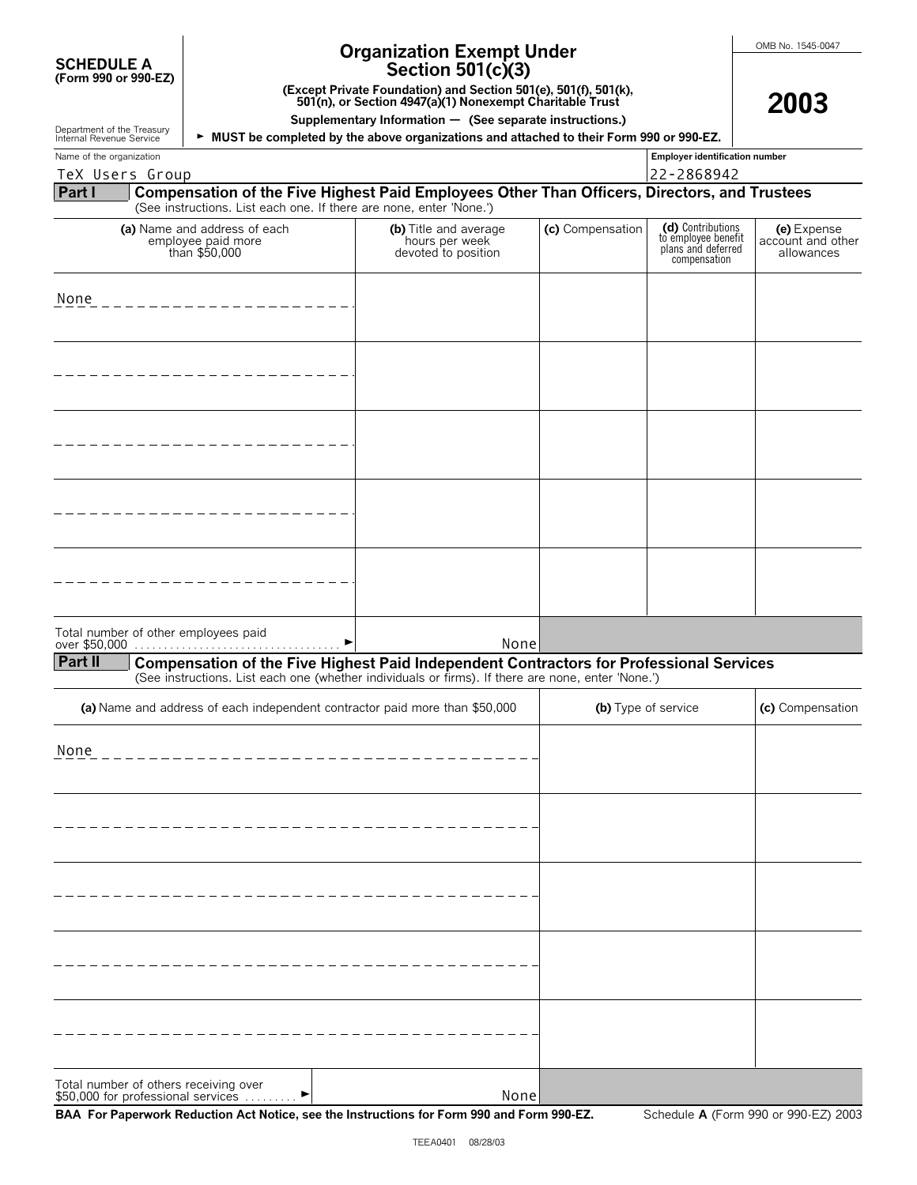**SCHEDULE A**
**(Form 990 or 990-EZ)**

Department of the Treasury
Internal Revenue Service

# Organization Exempt Under Section 501(c)(3)

**(Except Private Foundation) and Section 501(e), 501(f), 501(k), 501(n), or Section 4947(a)(1) Nonexempt Charitable Trust**

**Supplementary Information — (See separate instructions.)**

► **MUST be completed by the above organizations and attached to their Form 990 or 990-EZ.**

OMB No. 1545-0047

**2003**

Name of the organization: TeX Users Group

Employer identification number: 22-2868942

## Part I Compensation of the Five Highest Paid Employees Other Than Officers, Directors, and Trustees

(See instructions. List each one. If there are none, enter 'None.')

| (a) Name and address of each employee paid more than $50,000 | (b) Title and average hours per week devoted to position | (c) Compensation | (d) Contributions to employee benefit plans and deferred compensation | (e) Expense account and other allowances |
|---|---|---|---|---|
| None | | | | |
| | | | | |
| | | | | |
| | | | | |
| | | | | |

Total number of other employees paid over $50,000 ► None

## Part II Compensation of the Five Highest Paid Independent Contractors for Professional Services

(See instructions. List each one (whether individuals or firms). If there are none, enter 'None.')

| (a) Name and address of each independent contractor paid more than $50,000 | (b) Type of service | (c) Compensation |
|---|---|---|
| None | | |
| | | |
| | | |
| | | |
| | | |

Total number of others receiving over $50,000 for professional services ► None

**BAA For Paperwork Reduction Act Notice, see the Instructions for Form 990 and Form 990-EZ.** Schedule **A** (Form 990 or 990-EZ) 2003

TEEA0401 08/28/03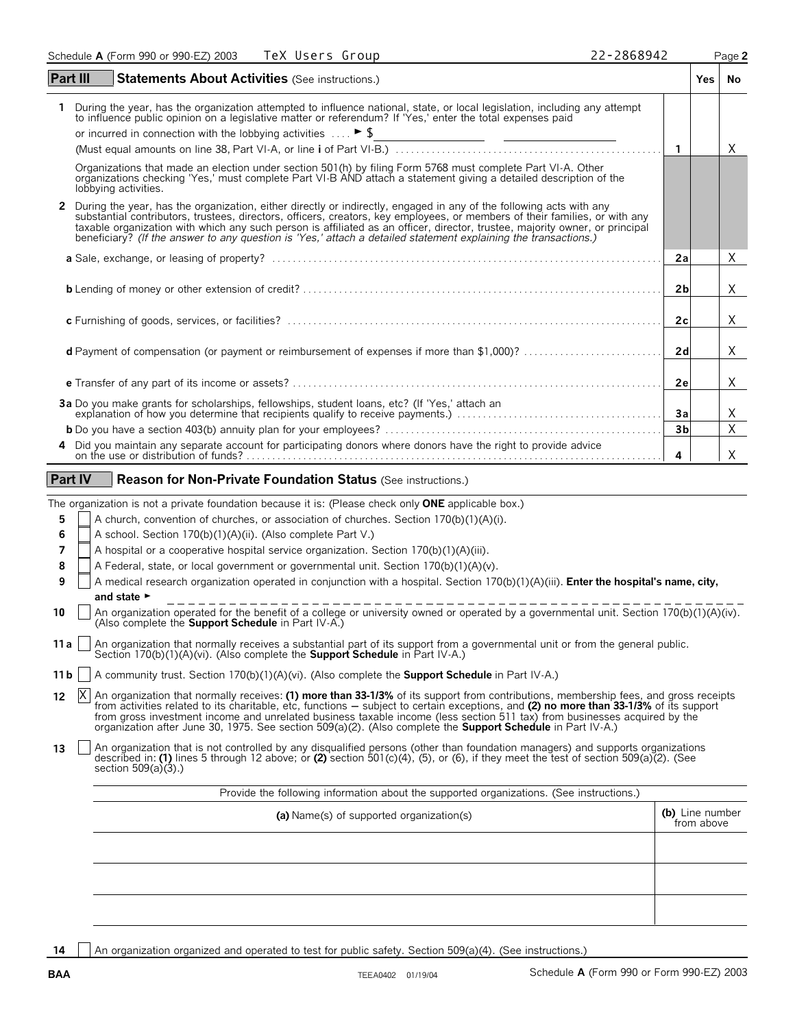Schedule **A** (Form 990 or 990-EZ) 2003 TeX Users Group 22-2868942

## Part III Statements About Activities (See instructions.)

| | | Yes | No |
|---|---|---|---|
| **1** During the year, has the organization attempted to influence national, state, or local legislation, including any attempt to influence public opinion on a legislative matter or referendum? If 'Yes,' enter the total expenses paid or incurred in connection with the lobbying activities .... ► $ (Must equal amounts on line 38, Part VI-A, or line **i** of Part VI-B.) | 1 | | X |
| Organizations that made an election under section 501(h) by filing Form 5768 must complete Part VI-A. Other organizations checking 'Yes,' must complete Part VI-B AND attach a statement giving a detailed description of the lobbying activities. | | | |
| **2** During the year, has the organization, either directly or indirectly, engaged in any of the following acts with any substantial contributors, trustees, directors, officers, creators, key employees, or members of their families, or with any taxable organization with which any such person is affiliated as an officer, director, trustee, majority owner, or principal beneficiary? *(If the answer to any question is 'Yes,' attach a detailed statement explaining the transactions.)* | | | |
| **a** Sale, exchange, or leasing of property? | 2a | | X |
| **b** Lending of money or other extension of credit? | 2b | | X |
| **c** Furnishing of goods, services, or facilities? | 2c | | X |
| **d** Payment of compensation (or payment or reimbursement of expenses if more than $1,000)? | 2d | | X |
| **e** Transfer of any part of its income or assets? | 2e | | X |
| **3a** Do you make grants for scholarships, fellowships, student loans, etc? (If 'Yes,' attach an explanation of how you determine that recipients qualify to receive payments.) | 3a | | X |
| **b** Do you have a section 403(b) annuity plan for your employees? | 3b | | X |
| **4** Did you maintain any separate account for participating donors where donors have the right to provide advice on the use or distribution of funds? | 4 | | X |

## Part IV Reason for Non-Private Foundation Status (See instructions.)

The organization is not a private foundation because it is: (Please check only **ONE** applicable box.)

- **5** [ ] A church, convention of churches, or association of churches. Section 170(b)(1)(A)(i).
- **6** [ ] A school. Section 170(b)(1)(A)(ii). (Also complete Part V.)
- **7** [ ] A hospital or a cooperative hospital service organization. Section 170(b)(1)(A)(iii).
- **8** [ ] A Federal, state, or local government or governmental unit. Section 170(b)(1)(A)(v).
- **9** [ ] A medical research organization operated in conjunction with a hospital. Section 170(b)(1)(A)(iii). **Enter the hospital's name, city, and state** ►
- **10** [ ] An organization operated for the benefit of a college or university owned or operated by a governmental unit. Section 170(b)(1)(A)(iv). (Also complete the **Support Schedule** in Part IV-A.)
- **11a** [ ] An organization that normally receives a substantial part of its support from a governmental unit or from the general public. Section 170(b)(1)(A)(vi). (Also complete the **Support Schedule** in Part IV-A.)
- **11b** [ ] A community trust. Section 170(b)(1)(A)(vi). (Also complete the **Support Schedule** in Part IV-A.)
- **12** [X] An organization that normally receives: **(1) more than 33-1/3%** of its support from contributions, membership fees, and gross receipts from activities related to its charitable, etc, functions – subject to certain exceptions, and **(2) no more than 33-1/3%** of its support from gross investment income and unrelated business taxable income (less section 511 tax) from businesses acquired by the organization after June 30, 1975. See section 509(a)(2). (Also complete the **Support Schedule** in Part IV-A.)
- **13** [ ] An organization that is not controlled by any disqualified persons (other than foundation managers) and supports organizations described in: **(1)** lines 5 through 12 above; or **(2)** section 501(c)(4), (5), or (6), if they meet the test of section 509(a)(2). (See section 509(a)(3).)

Provide the following information about the supported organizations. (See instructions.)

| **(a)** Name(s) of supported organization(s) | **(b)** Line number from above |
|---|---|
| | |
| | |
| | |

- **14** [ ] An organization organized and operated to test for public safety. Section 509(a)(4). (See instructions.)

BAA TEEA0402 01/19/04 Schedule **A** (Form 990 or Form 990-EZ) 2003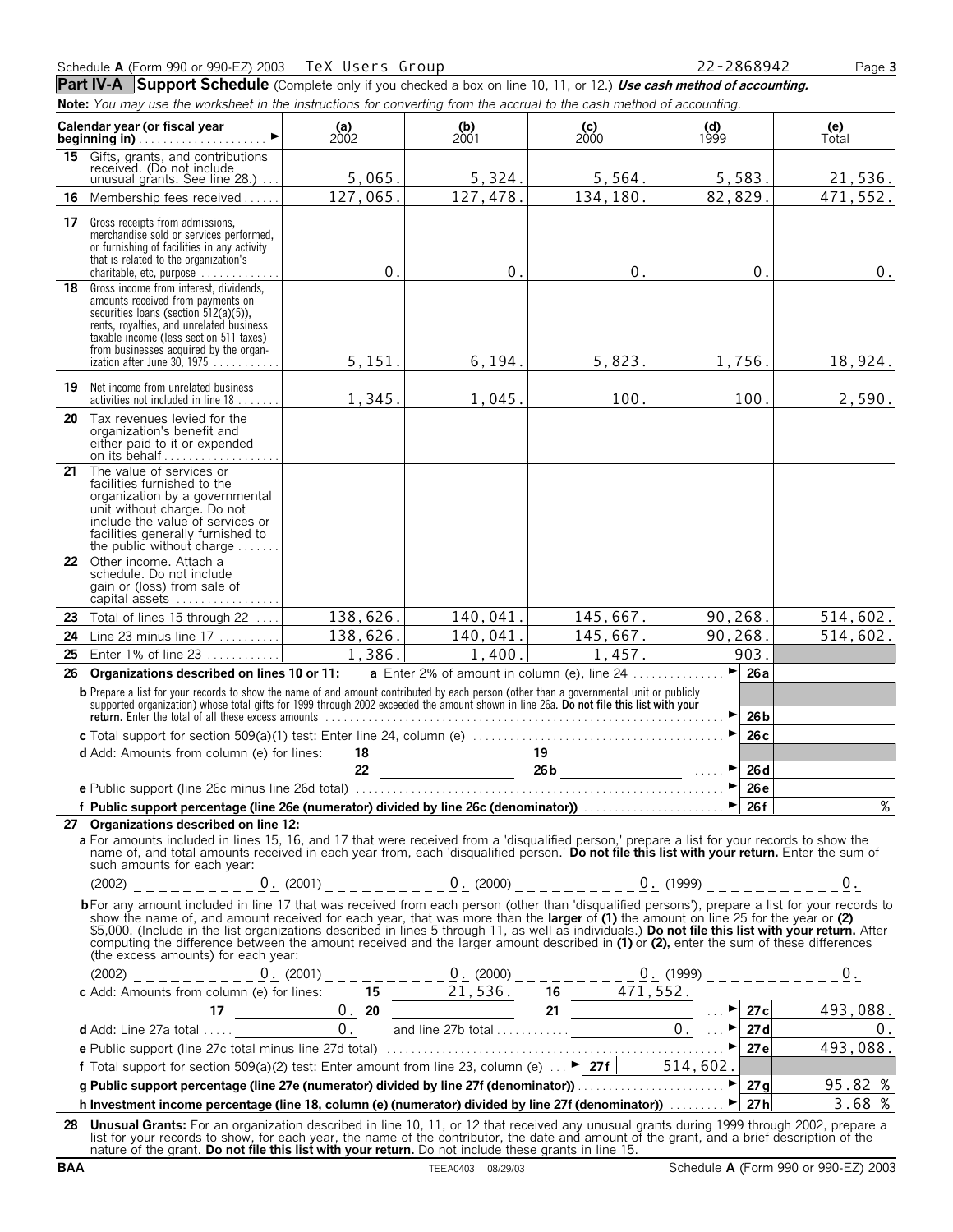Schedule **A** (Form 990 or 990-EZ) 2003 TeX Users Group 22-2868942

## Part IV-A Support Schedule (Complete only if you checked a box on line 10, 11, or 12.) *Use cash method of accounting.*

**Note:** *You may use the worksheet in the instructions for converting from the accrual to the cash method of accounting.*

| Calendar year (or fiscal year beginning in) | (a) 2002 | (b) 2001 | (c) 2000 | (d) 1999 | (e) Total |
|---|---|---|---|---|---|
| **15** Gifts, grants, and contributions received. (Do not include unusual grants. See line 28.) | 5,065. | 5,324. | 5,564. | 5,583. | 21,536. |
| **16** Membership fees received | 127,065. | 127,478. | 134,180. | 82,829. | 471,552. |
| **17** Gross receipts from admissions, merchandise sold or services performed, or furnishing of facilities in any activity that is related to the organization's charitable, etc, purpose | 0. | 0. | 0. | 0. | 0. |
| **18** Gross income from interest, dividends, amounts received from payments on securities loans (section 512(a)(5)), rents, royalties, and unrelated business taxable income (less section 511 taxes) from businesses acquired by the organization after June 30, 1975 | 5,151. | 6,194. | 5,823. | 1,756. | 18,924. |
| **19** Net income from unrelated business activities not included in line 18 | 1,345. | 1,045. | 100. | 100. | 2,590. |
| **20** Tax revenues levied for the organization's benefit and either paid to it or expended on its behalf | | | | | |
| **21** The value of services or facilities furnished to the organization by a governmental unit without charge. Do not include the value of services or facilities generally furnished to the public without charge | | | | | |
| **22** Other income. Attach a schedule. Do not include gain or (loss) from sale of capital assets | | | | | |
| **23** Total of lines 15 through 22 | 138,626. | 140,041. | 145,667. | 90,268. | 514,602. |
| **24** Line 23 minus line 17 | 138,626. | 140,041. | 145,667. | 90,268. | 514,602. |
| **25** Enter 1% of line 23 | 1,386. | 1,400. | 1,457. | 903. | |

**26 Organizations described on lines 10 or 11:** **a** Enter 2% of amount in column (e), line 24 ► **26a**

**b** Prepare a list for your records to show the name of and amount contributed by each person (other than a governmental unit or publicly supported organization) whose total gifts for 1999 through 2002 exceeded the amount shown in line 26a. **Do not file this list with your return.** Enter the total of all these excess amounts ► **26b**

**c** Total support for section 509(a)(1) test: Enter line 24, column (e) ► **26c**

**d** Add: Amounts from column (e) for lines: 18 ____ 19 ____ 22 ____ 26b ____ ► **26d**

**e** Public support (line 26c minus line 26d total) ► **26e**

**f Public support percentage (line 26e (numerator) divided by line 26c (denominator))** ► **26f** %

**27 Organizations described on line 12:**

**a** For amounts included in lines 15, 16, and 17 that were received from a 'disqualified person,' prepare a list for your records to show the name of, and total amounts received in each year from, each 'disqualified person.' **Do not file this list with your return.** Enter the sum of such amounts for each year:

(2002) 0. (2001) 0. (2000) 0. (1999) 0.

**b** For any amount included in line 17 that was received from each person (other than 'disqualified persons'), prepare a list for your records to show the name of, and amount received for each year, that was more than the **larger** of **(1)** the amount on line 25 for the year or **(2)** $5,000. (Include in the list organizations described in lines 5 through 11, as well as individuals.) **Do not file this list with your return.** After computing the difference between the amount received and the larger amount described in **(1)** or **(2),** enter the sum of these differences (the excess amounts) for each year:

(2002) 0. (2001) 0. (2000) 0. (1999) 0.

**c** Add: Amounts from column (e) for lines: 15 21,536. 16 471,552. 17 0. 20 ____ 21 ____ ► **27c** 493,088.

**d** Add: Line 27a total 0. and line 27b total 0. ► **27d** 0.

**e** Public support (line 27c total minus line 27d total) ► **27e** 493,088.

**f** Total support for section 509(a)(2) test: Enter amount from line 23, column (e) ► **27f** 514,602.

**g Public support percentage (line 27e (numerator) divided by line 27f (denominator))** ► **27g** 95.82 %

**h Investment income percentage (line 18, column (e) (numerator) divided by line 27f (denominator))** ► **27h** 3.68 %

**28 Unusual Grants:** For an organization described in line 10, 11, or 12 that received any unusual grants during 1999 through 2002, prepare a list for your records to show, for each year, the name of the contributor, the date and amount of the grant, and a brief description of the nature of the grant. **Do not file this list with your return.** Do not include these grants in line 15.

BAA TEEA0403 08/29/03 Schedule **A** (Form 990 or 990-EZ) 2003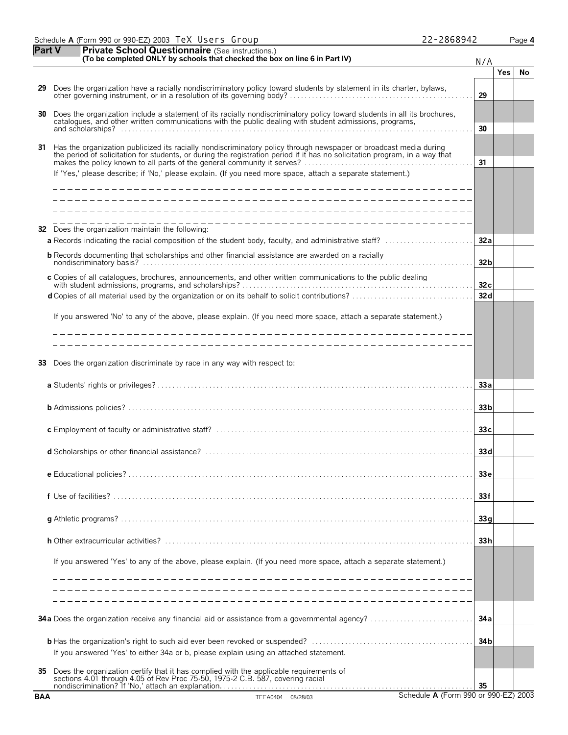Schedule **A** (Form 990 or 990-EZ) 2003 TeX Users Group 22-2868942

## Part V Private School Questionnaire (See instructions.)

**(To be completed ONLY by schools that checked the box on line 6 in Part IV)**

N/A

| | | | Yes | No |
|---|---|---|---|---|
| **29** | Does the organization have a racially nondiscriminatory policy toward students by statement in its charter, bylaws, other governing instrument, or in a resolution of its governing body? | **29** | | |
| **30** | Does the organization include a statement of its racially nondiscriminatory policy toward students in all its brochures, catalogues, and other written communications with the public dealing with student admissions, programs, and scholarships? | **30** | | |
| **31** | Has the organization publicized its racially nondiscriminatory policy through newspaper or broadcast media during the period of solicitation for students, or during the registration period if it has no solicitation program, in a way that makes the policy known to all parts of the general community it serves? | **31** | | |
| | If 'Yes,' please describe; if 'No,' please explain. (If you need more space, attach a separate statement.) | | | |
| **32** | Does the organization maintain the following: | | | |
| | **a** Records indicating the racial composition of the student body, faculty, and administrative staff? | **32a** | | |
| | **b** Records documenting that scholarships and other financial assistance are awarded on a racially nondiscriminatory basis? | **32b** | | |
| | **c** Copies of all catalogues, brochures, announcements, and other written communications to the public dealing with student admissions, programs, and scholarships? | **32c** | | |
| | **d** Copies of all material used by the organization or on its behalf to solicit contributions? | **32d** | | |
| | If you answered 'No' to any of the above, please explain. (If you need more space, attach a separate statement.) | | | |
| **33** | Does the organization discriminate by race in any way with respect to: | | | |
| | **a** Students' rights or privileges? | **33a** | | |
| | **b** Admissions policies? | **33b** | | |
| | **c** Employment of faculty or administrative staff? | **33c** | | |
| | **d** Scholarships or other financial assistance? | **33d** | | |
| | **e** Educational policies? | **33e** | | |
| | **f** Use of facilities? | **33f** | | |
| | **g** Athletic programs? | **33g** | | |
| | **h** Other extracurricular activities? | **33h** | | |
| | If you answered 'Yes' to any of the above, please explain. (If you need more space, attach a separate statement.) | | | |
| **34a** | Does the organization receive any financial aid or assistance from a governmental agency? | **34a** | | |
| | **b** Has the organization's right to such aid ever been revoked or suspended? | **34b** | | |
| | If you answered 'Yes' to either 34a or b, please explain using an attached statement. | | | |
| **35** | Does the organization certify that it has complied with the applicable requirements of sections 4.01 through 4.05 of Rev Proc 75-50, 1975-2 C.B. 587, covering racial nondiscrimination? If 'No,' attach an explanation. | **35** | | |

BAA TEEA0404 08/28/03 Schedule **A** (Form 990 or 990-EZ) 2003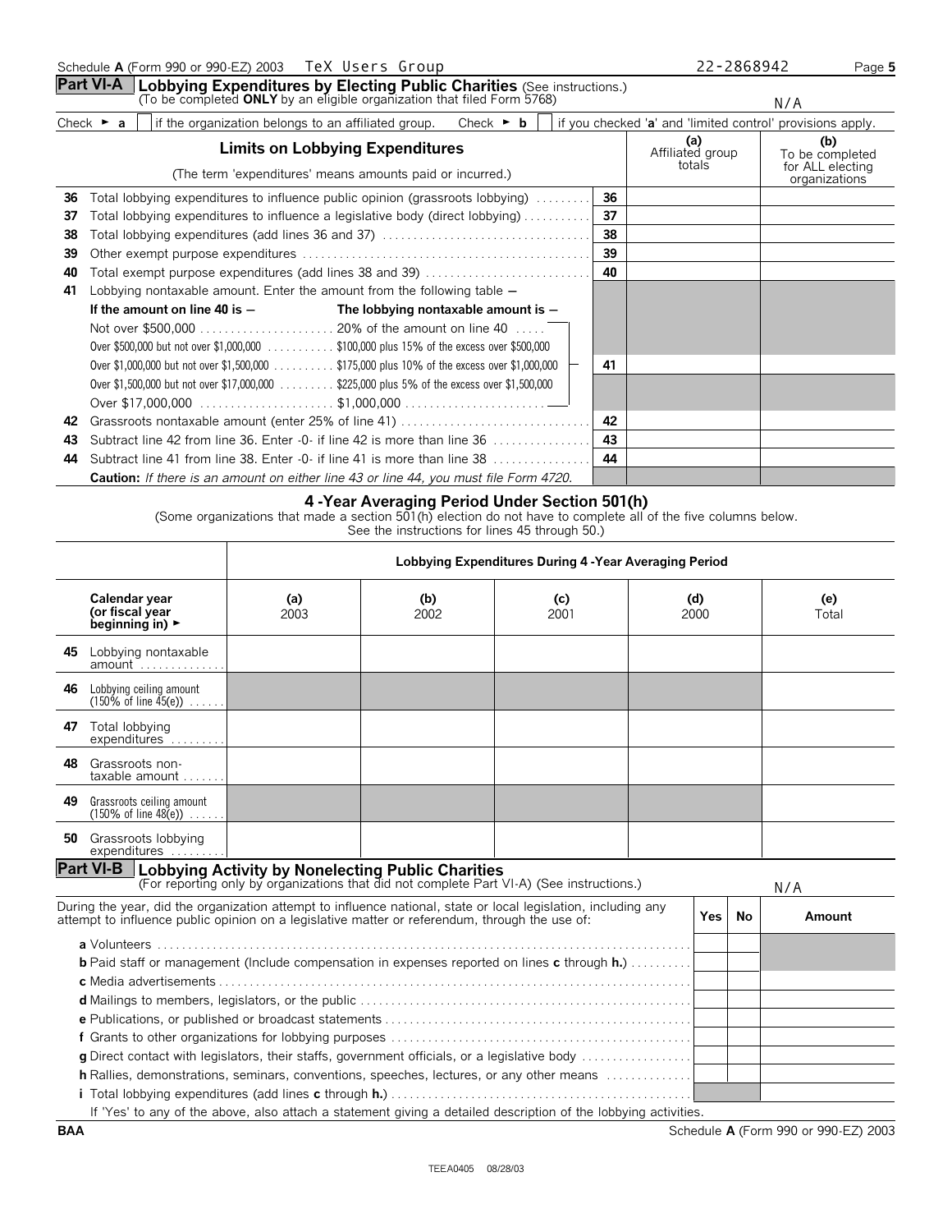Schedule **A** (Form 990 or 990-EZ) 2003 TeX Users Group 22-2868942

## Part VI-A Lobbying Expenditures by Electing Public Charities (See instructions.)

(To be completed **ONLY** by an eligible organization that filed Form 5768)

N/A

Check ► **a** [ ] if the organization belongs to an affiliated group. Check ► **b** [ ] if you checked '**a**' and 'limited control' provisions apply.

| | **Limits on Lobbying Expenditures**<br>(The term 'expenditures' means amounts paid or incurred.) | | **(a)** Affiliated group totals | **(b)** To be completed for ALL electing organizations |
|---|---|---|---|---|
| **36** | Total lobbying expenditures to influence public opinion (grassroots lobbying) | **36** | | |
| **37** | Total lobbying expenditures to influence a legislative body (direct lobbying) | **37** | | |
| **38** | Total lobbying expenditures (add lines 36 and 37) | **38** | | |
| **39** | Other exempt purpose expenditures | **39** | | |
| **40** | Total exempt purpose expenditures (add lines 38 and 39) | **40** | | |
| **41** | Lobbying nontaxable amount. Enter the amount from the following table — | | | |
| | **If the amount on line 40 is —** / **The lobbying nontaxable amount is —** | | | |
| | Not over $500,000 ... 20% of the amount on line 40 | | | |
| | Over $500,000 but not over $1,000,000 ... $100,000 plus 15% of the excess over $500,000 | | | |
| | Over $1,000,000 but not over $1,500,000 ... $175,000 plus 10% of the excess over $1,000,000 | **41** | | |
| | Over $1,500,000 but not over $17,000,000 ... $225,000 plus 5% of the excess over $1,500,000 | | | |
| | Over $17,000,000 ... $1,000,000 | | | |
| **42** | Grassroots nontaxable amount (enter 25% of line 41) | **42** | | |
| **43** | Subtract line 42 from line 36. Enter -0- if line 42 is more than line 36 | **43** | | |
| **44** | Subtract line 41 from line 38. Enter -0- if line 41 is more than line 38 | **44** | | |
| | **Caution:** *If there is an amount on either line 43 or line 44, you must file Form 4720.* | | | |

### 4 -Year Averaging Period Under Section 501(h)

(Some organizations that made a section 501(h) election do not have to complete all of the five columns below. See the instructions for lines 45 through 50.)

| | Lobbying Expenditures During 4 -Year Averaging Period | | | | |
|---|---|---|---|---|---|
| **Calendar year (or fiscal year beginning in)** ► | **(a)** 2003 | **(b)** 2002 | **(c)** 2001 | **(d)** 2000 | **(e)** Total |
| **45** Lobbying nontaxable amount | | | | | |
| **46** Lobbying ceiling amount (150% of line 45(e)) | | | | | |
| **47** Total lobbying expenditures | | | | | |
| **48** Grassroots non-taxable amount | | | | | |
| **49** Grassroots ceiling amount (150% of line 48(e)) | | | | | |
| **50** Grassroots lobbying expenditures | | | | | |

## Part VI-B Lobbying Activity by Nonelecting Public Charities

(For reporting only by organizations that did not complete Part VI-A) (See instructions.)

N/A

| During the year, did the organization attempt to influence national, state or local legislation, including any attempt to influence public opinion on a legislative matter or referendum, through the use of: | Yes | No | Amount |
|---|---|---|---|
| **a** Volunteers | | | |
| **b** Paid staff or management (Include compensation in expenses reported on lines **c** through **h.**) | | | |
| **c** Media advertisements | | | |
| **d** Mailings to members, legislators, or the public | | | |
| **e** Publications, or published or broadcast statements | | | |
| **f** Grants to other organizations for lobbying purposes | | | |
| **g** Direct contact with legislators, their staffs, government officials, or a legislative body | | | |
| **h** Rallies, demonstrations, seminars, conventions, speeches, lectures, or any other means | | | |
| **i** Total lobbying expenditures (add lines **c** through **h.**) | | | |

If 'Yes' to any of the above, also attach a statement giving a detailed description of the lobbying activities.

BAA Schedule **A** (Form 990 or 990-EZ) 2003

TEEA0405 08/28/03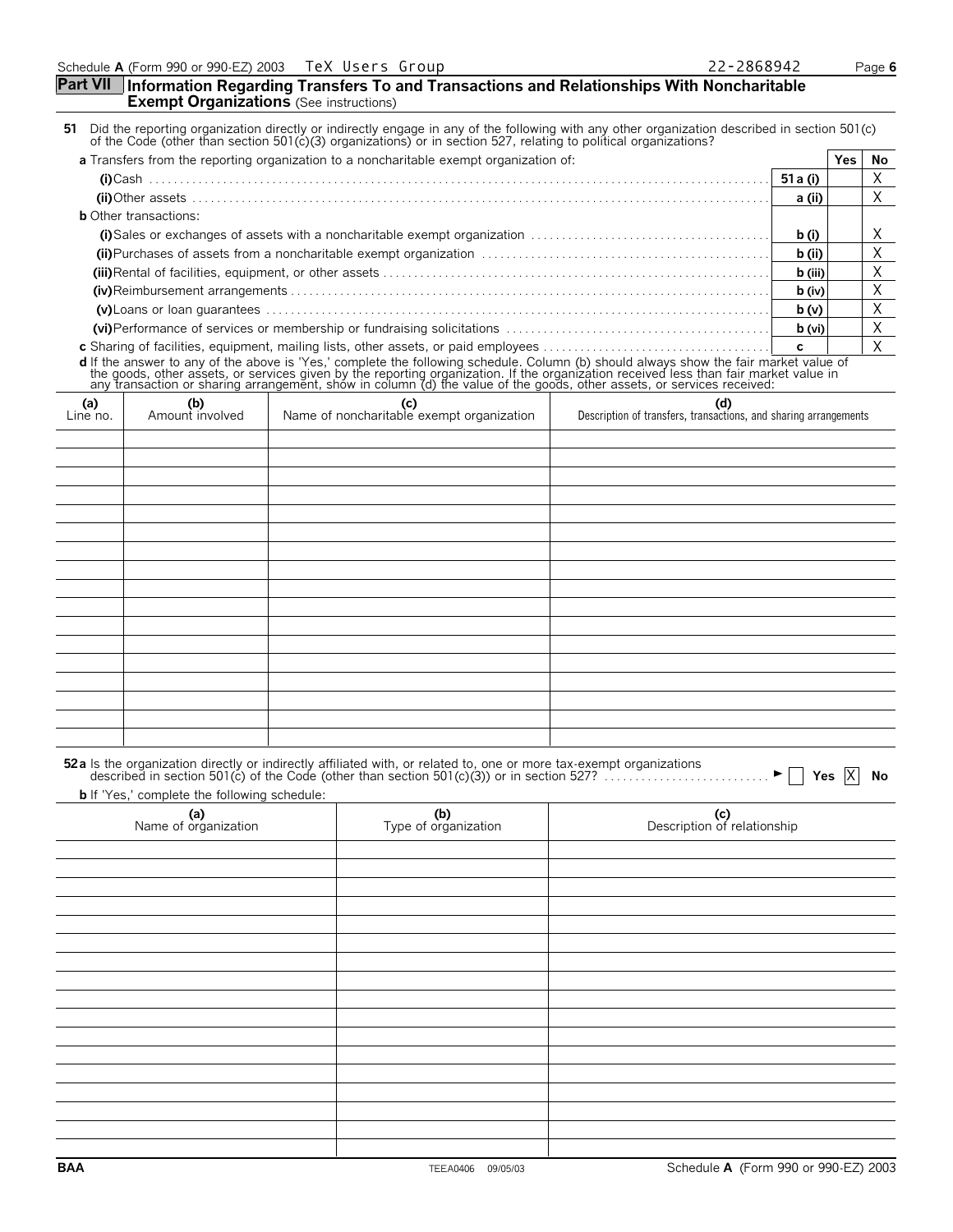Schedule **A** (Form 990 or 990-EZ) 2003 TeX Users Group 22-2868942 Page **6**

## Part VII Information Regarding Transfers To and Transactions and Relationships With Noncharitable Exempt Organizations (See instructions)

**51** Did the reporting organization directly or indirectly engage in any of the following with any other organization described in section 501(c) of the Code (other than section 501(c)(3) organizations) or in section 527, relating to political organizations?

| | | Yes | No |
|---|---|---|---|
| **a** Transfers from the reporting organization to a noncharitable exempt organization of: | | | |
| **(i)** Cash | **51 a (i)** | | X |
| **(ii)** Other assets | **a (ii)** | | X |
| **b** Other transactions: | | | |
| **(i)** Sales or exchanges of assets with a noncharitable exempt organization | **b (i)** | | X |
| **(ii)** Purchases of assets from a noncharitable exempt organization | **b (ii)** | | X |
| **(iii)** Rental of facilities, equipment, or other assets | **b (iii)** | | X |
| **(iv)** Reimbursement arrangements | **b (iv)** | | X |
| **(v)** Loans or loan guarantees | **b (v)** | | X |
| **(vi)** Performance of services or membership or fundraising solicitations | **b (vi)** | | X |
| **c** Sharing of facilities, equipment, mailing lists, other assets, or paid employees | **c** | | X |

**d** If the answer to any of the above is 'Yes,' complete the following schedule. Column (b) should always show the fair market value of the goods, other assets, or services given by the reporting organization. If the organization received less than fair market value in any transaction or sharing arrangement, show in column (d) the value of the goods, other assets, or services received:

| (a) Line no. | (b) Amount involved | (c) Name of noncharitable exempt organization | (d) Description of transfers, transactions, and sharing arrangements |
|---|---|---|---|
| | | | |

**52 a** Is the organization directly or indirectly affiliated with, or related to, one or more tax-exempt organizations described in section 501(c) of the Code (other than section 501(c)(3)) or in section 527? ► ☐ **Yes** ☒ **No**

**b** If 'Yes,' complete the following schedule:

| (a) Name of organization | (b) Type of organization | (c) Description of relationship |
|---|---|---|
| | | |

**BAA** TEEA0406 09/05/03 Schedule **A** (Form 990 or 990-EZ) 2003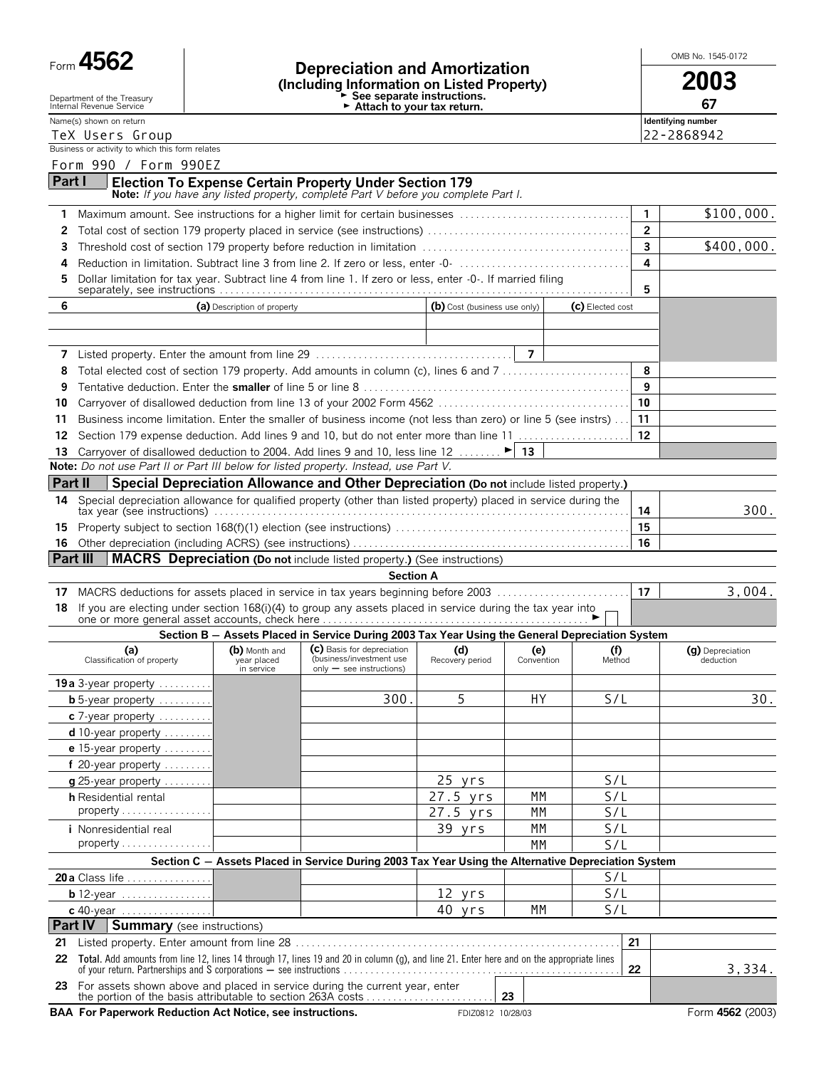Form **4562**

Department of the Treasury
Internal Revenue Service

# Depreciation and Amortization
## (Including Information on Listed Property)

► See separate instructions.
► Attach to your tax return.

OMB No. 1545-0172

**2003**
**67**

Name(s) shown on return: TeX Users Group

Identifying number: 22-2868942

Business or activity to which this form relates: Form 990 / Form 990EZ

## Part I — Election To Expense Certain Property Under Section 179

**Note:** *If you have any listed property, complete Part V before you complete Part I.*

| | | | |
|---|---|---|---|
| 1 | Maximum amount. See instructions for a higher limit for certain businesses | 1 | $100,000. |
| 2 | Total cost of section 179 property placed in service (see instructions) | 2 | |
| 3 | Threshold cost of section 179 property before reduction in limitation | 3 | $400,000. |
| 4 | Reduction in limitation. Subtract line 3 from line 2. If zero or less, enter -0- | 4 | |
| 5 | Dollar limitation for tax year. Subtract line 4 from line 1. If zero or less, enter -0-. If married filing separately, see instructions | 5 | |

| 6 | (a) Description of property | (b) Cost (business use only) | (c) Elected cost |
|---|---|---|---|
| | | | |
| | | | |

| | | | |
|---|---|---|---|
| 7 | Listed property. Enter the amount from line 29 | 7 | |
| 8 | Total elected cost of section 179 property. Add amounts in column (c), lines 6 and 7 | 8 | |
| 9 | Tentative deduction. Enter the **smaller** of line 5 or line 8 | 9 | |
| 10 | Carryover of disallowed deduction from line 13 of your 2002 Form 4562 | 10 | |
| 11 | Business income limitation. Enter the smaller of business income (not less than zero) or line 5 (see instrs) | 11 | |
| 12 | Section 179 expense deduction. Add lines 9 and 10, but do not enter more than line 11 | 12 | |
| 13 | Carryover of disallowed deduction to 2004. Add lines 9 and 10, less line 12 ► | 13 | |

**Note:** *Do not use Part II or Part III below for listed property. Instead, use Part V.*

## Part II — Special Depreciation Allowance and Other Depreciation (Do not include listed property.)

| | | | |
|---|---|---|---|
| 14 | Special depreciation allowance for qualified property (other than listed property) placed in service during the tax year (see instructions) | 14 | 300. |
| 15 | Property subject to section 168(f)(1) election (see instructions) | 15 | |
| 16 | Other depreciation (including ACRS) (see instructions) | 16 | |

## Part III — MACRS Depreciation (Do not include listed property.) (See instructions)

### Section A

| | | | |
|---|---|---|---|
| 17 | MACRS deductions for assets placed in service in tax years beginning before 2003 | 17 | 3,004. |
| 18 | If you are electing under section 168(i)(4) to group any assets placed in service during the tax year into one or more general asset accounts, check here ► ☐ | | |

### Section B — Assets Placed in Service During 2003 Tax Year Using the General Depreciation System

| (a) Classification of property | (b) Month and year placed in service | (c) Basis for depreciation (business/investment use only — see instructions) | (d) Recovery period | (e) Convention | (f) Method | (g) Depreciation deduction |
|---|---|---|---|---|---|---|
| 19a 3-year property | | | | | | |
| b 5-year property | | 300. | 5 | HY | S/L | 30. |
| c 7-year property | | | | | | |
| d 10-year property | | | | | | |
| e 15-year property | | | | | | |
| f 20-year property | | | | | | |
| g 25-year property | | | 25 yrs | | S/L | |
| h Residential rental property | | | 27.5 yrs | MM | S/L | |
| | | | 27.5 yrs | MM | S/L | |
| i Nonresidential real property | | | 39 yrs | MM | S/L | |
| | | | | MM | S/L | |

### Section C — Assets Placed in Service During 2003 Tax Year Using the Alternative Depreciation System

| (a) Classification of property | (b) Month and year placed in service | (c) Basis for depreciation | (d) Recovery period | (e) Convention | (f) Method | (g) Depreciation deduction |
|---|---|---|---|---|---|---|
| 20a Class life | | | | | S/L | |
| b 12-year | | | 12 yrs | | S/L | |
| c 40-year | | | 40 yrs | MM | S/L | |

## Part IV — Summary (see instructions)

| | | | |
|---|---|---|---|
| 21 | Listed property. Enter amount from line 28 | 21 | |
| 22 | **Total.** Add amounts from line 12, lines 14 through 17, lines 19 and 20 in column (g), and line 21. Enter here and on the appropriate lines of your return. Partnerships and S corporations — see instructions | 22 | 3,334. |
| 23 | For assets shown above and placed in service during the current year, enter the portion of the basis attributable to section 263A costs | 23 | |

**BAA For Paperwork Reduction Act Notice, see instructions.** FDIZ0812 10/28/03 Form **4562** (2003)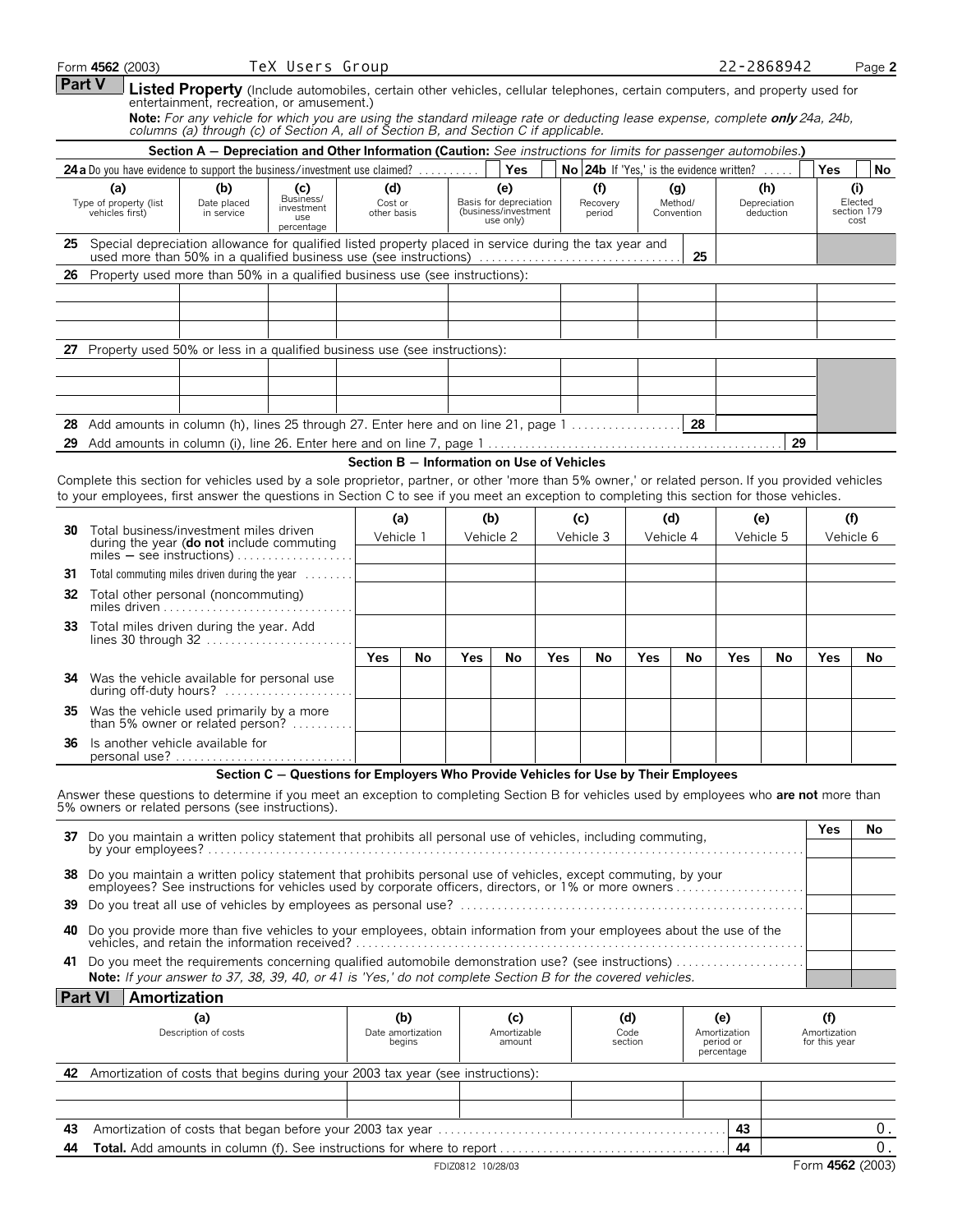Form **4562** (2003) TeX Users Group 22-2868942

## Part V Listed Property (Include automobiles, certain other vehicles, cellular telephones, certain computers, and property used for entertainment, recreation, or amusement.)

**Note:** *For any vehicle for which you are using the standard mileage rate or deducting lease expense, complete **only** 24a, 24b, columns (a) through (c) of Section A, all of Section B, and Section C if applicable.*

### Section A — Depreciation and Other Information (Caution: *See instructions for limits for passenger automobiles.*)

**24a** Do you have evidence to support the business/investment use claimed? Yes No **24b** If 'Yes,' is the evidence written? Yes No

| (a) Type of property (list vehicles first) | (b) Date placed in service | (c) Business/investment use percentage | (d) Cost or other basis | (e) Basis for depreciation (business/investment use only) | (f) Recovery period | (g) Method/Convention | (h) Depreciation deduction | (i) Elected section 179 cost |
|---|---|---|---|---|---|---|---|---|
| **25** Special depreciation allowance for qualified listed property placed in service during the tax year and used more than 50% in a qualified business use (see instructions) | | | | | | 25 | | |
| **26** Property used more than 50% in a qualified business use (see instructions): | | | | | | | | |
| | | | | | | | | |
| | | | | | | | | |
| | | | | | | | | |
| **27** Property used 50% or less in a qualified business use (see instructions): | | | | | | | | |
| | | | | | | | | |
| | | | | | | | | |
| | | | | | | | | |
| **28** Add amounts in column (h), lines 25 through 27. Enter here and on line 21, page 1 | | | | | | 28 | | |
| **29** Add amounts in column (i), line 26. Enter here and on line 7, page 1 | | | | | | | 29 | |

### Section B — Information on Use of Vehicles

Complete this section for vehicles used by a sole proprietor, partner, or other 'more than 5% owner,' or related person. If you provided vehicles to your employees, first answer the questions in Section C to see if you meet an exception to completing this section for those vehicles.

| | (a) Vehicle 1 | | (b) Vehicle 2 | | (c) Vehicle 3 | | (d) Vehicle 4 | | (e) Vehicle 5 | | (f) Vehicle 6 | |
|---|---|---|---|---|---|---|---|---|---|---|---|---|
| **30** Total business/investment miles driven during the year (**do not** include commuting miles — see instructions) | | | | | | | | | | | | |
| **31** Total commuting miles driven during the year | | | | | | | | | | | | |
| **32** Total other personal (noncommuting) miles driven | | | | | | | | | | | | |
| **33** Total miles driven during the year. Add lines 30 through 32 | | | | | | | | | | | | |
| | Yes | No | Yes | No | Yes | No | Yes | No | Yes | No | Yes | No |
| **34** Was the vehicle available for personal use during off-duty hours? | | | | | | | | | | | | |
| **35** Was the vehicle used primarily by a more than 5% owner or related person? | | | | | | | | | | | | |
| **36** Is another vehicle available for personal use? | | | | | | | | | | | | |

### Section C — Questions for Employers Who Provide Vehicles for Use by Their Employees

Answer these questions to determine if you meet an exception to completing Section B for vehicles used by employees who **are not** more than 5% owners or related persons (see instructions).

| | Yes | No |
|---|---|---|
| **37** Do you maintain a written policy statement that prohibits all personal use of vehicles, including commuting, by your employees? | | |
| **38** Do you maintain a written policy statement that prohibits personal use of vehicles, except commuting, by your employees? See instructions for vehicles used by corporate officers, directors, or 1% or more owners | | |
| **39** Do you treat all use of vehicles by employees as personal use? | | |
| **40** Do you provide more than five vehicles to your employees, obtain information from your employees about the use of the vehicles, and retain the information received? | | |
| **41** Do you meet the requirements concerning qualified automobile demonstration use? (see instructions) | | |

**Note:** *If your answer to 37, 38, 39, 40, or 41 is 'Yes,' do not complete Section B for the covered vehicles.*

## Part VI Amortization

| (a) Description of costs | (b) Date amortization begins | (c) Amortizable amount | (d) Code section | (e) Amortization period or percentage | (f) Amortization for this year |
|---|---|---|---|---|---|
| **42** Amortization of costs that begins during your 2003 tax year (see instructions): | | | | | |
| | | | | | |
| | | | | | |
| **43** Amortization of costs that began before your 2003 tax year | | | | 43 | 0. |
| **44** **Total.** Add amounts in column (f). See instructions for where to report | | | | 44 | 0. |

FDIZ0812 10/28/03 Form **4562** (2003)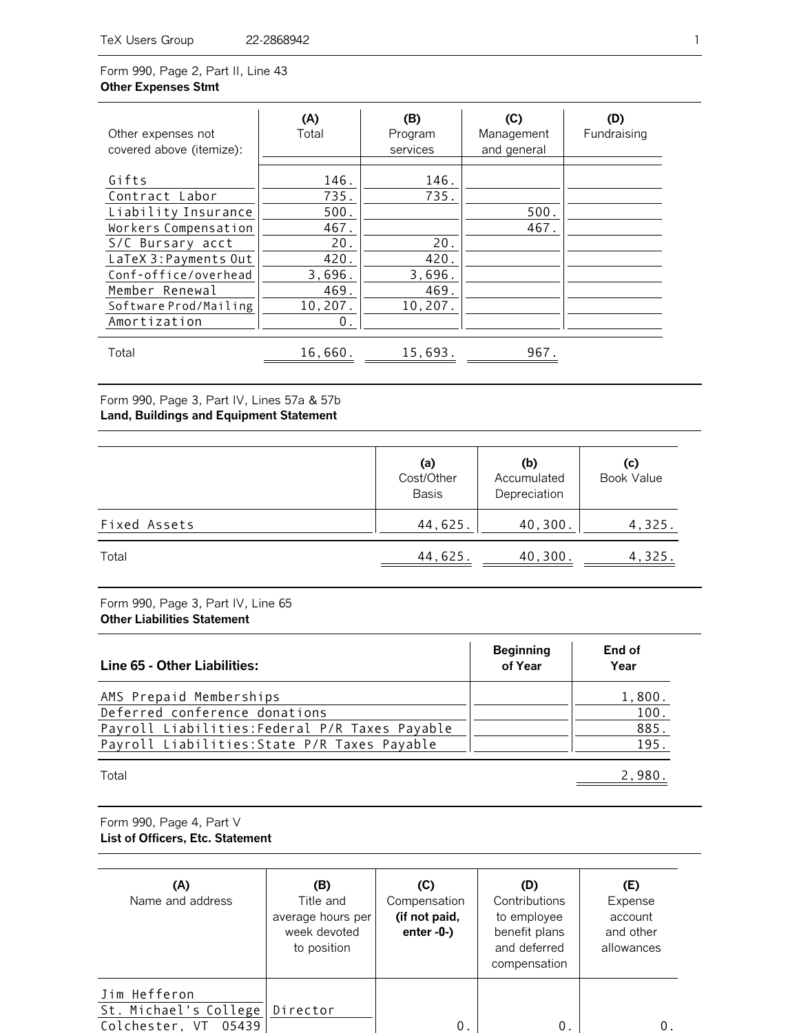Form 990, Page 2, Part II, Line 43
**Other Expenses Stmt**

| Other expenses not covered above (itemize): | (A) Total | (B) Program services | (C) Management and general | (D) Fundraising |
|---|---|---|---|---|
| Gifts | 146. | 146. | | |
| Contract Labor | 735. | 735. | | |
| Liability Insurance | 500. | | 500. | |
| Workers Compensation | 467. | | 467. | |
| S/C Bursary acct | 20. | 20. | | |
| LaTeX 3:Payments Out | 420. | 420. | | |
| Conf-office/overhead | 3,696. | 3,696. | | |
| Member Renewal | 469. | 469. | | |
| Software Prod/Mailing | 10,207. | 10,207. | | |
| Amortization | 0. | | | |
| Total | 16,660. | 15,693. | 967. | |

Form 990, Page 3, Part IV, Lines 57a & 57b
**Land, Buildings and Equipment Statement**

| | (a) Cost/Other Basis | (b) Accumulated Depreciation | (c) Book Value |
|---|---|---|---|
| Fixed Assets | 44,625. | 40,300. | 4,325. |
| Total | 44,625. | 40,300. | 4,325. |

Form 990, Page 3, Part IV, Line 65
**Other Liabilities Statement**

| Line 65 - Other Liabilities: | Beginning of Year | End of Year |
|---|---|---|
| AMS Prepaid Memberships | | 1,800. |
| Deferred conference donations | | 100. |
| Payroll Liabilities:Federal P/R Taxes Payable | | 885. |
| Payroll Liabilities:State P/R Taxes Payable | | 195. |
| Total | | 2,980. |

Form 990, Page 4, Part V
**List of Officers, Etc. Statement**

| (A) Name and address | (B) Title and average hours per week devoted to position | (C) Compensation (if not paid, enter -0-) | (D) Contributions to employee benefit plans and deferred compensation | (E) Expense account and other allowances |
|---|---|---|---|---|
| Jim Hefferon<br>St. Michael's College<br>Colchester, VT 05439 | Director | 0. | 0. | 0. |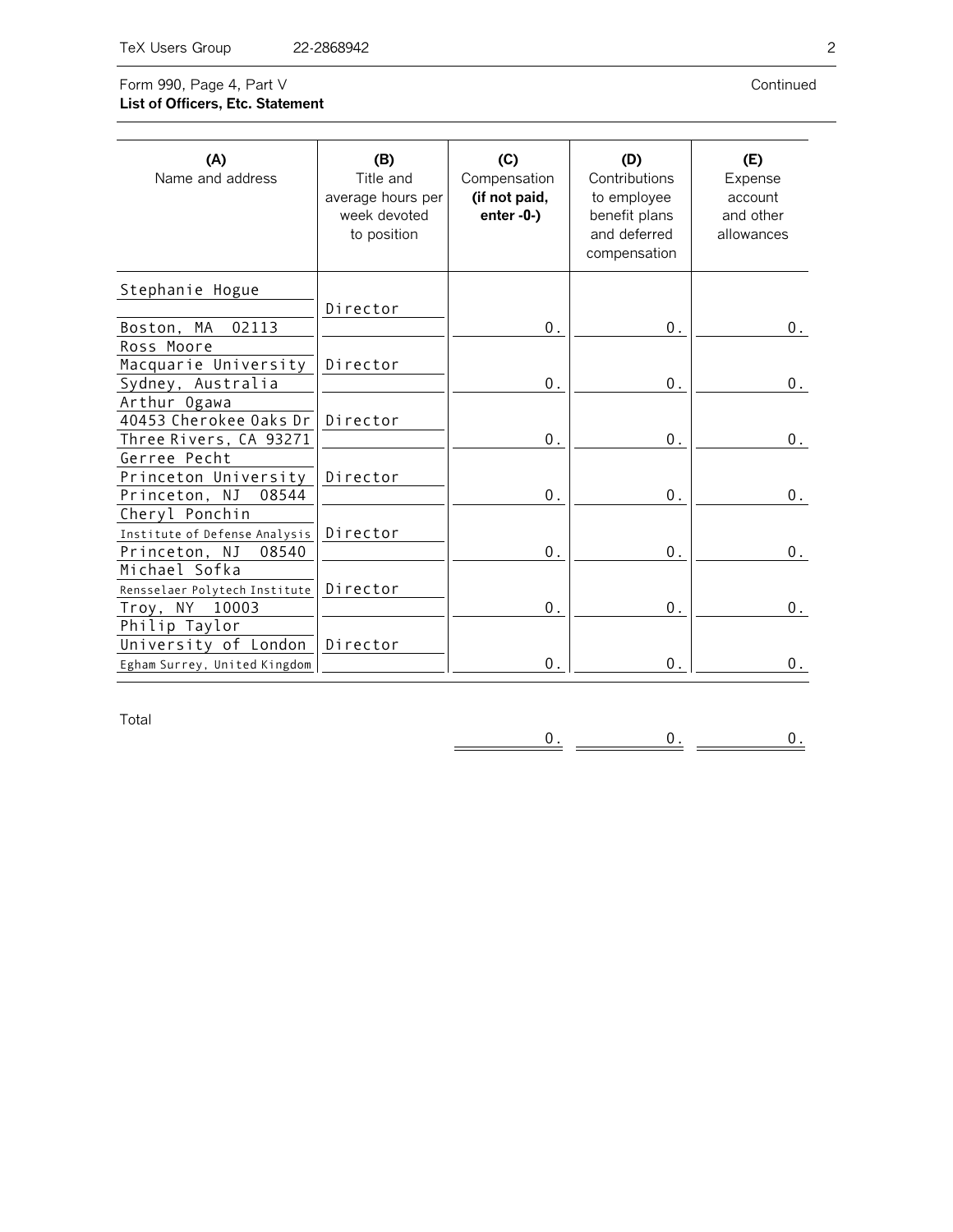TeX Users Group 22-2868942

Form 990, Page 4, Part V Continued

**List of Officers, Etc. Statement**

| **(A)** Name and address | **(B)** Title and average hours per week devoted to position | **(C)** Compensation **(if not paid, enter -0-)** | **(D)** Contributions to employee benefit plans and deferred compensation | **(E)** Expense account and other allowances |
|---|---|---|---|---|
| Stephanie Hogue<br><br>Boston, MA 02113 | Director | 0. | 0. | 0. |
| Ross Moore<br>Macquarie University<br>Sydney, Australia | Director | 0. | 0. | 0. |
| Arthur Ogawa<br>40453 Cherokee Oaks Dr<br>Three Rivers, CA 93271 | Director | 0. | 0. | 0. |
| Gerree Pecht<br>Princeton University<br>Princeton, NJ 08544 | Director | 0. | 0. | 0. |
| Cheryl Ponchin<br>Institute of Defense Analysis<br>Princeton, NJ 08540 | Director | 0. | 0. | 0. |
| Michael Sofka<br>Rensselaer Polytech Institute<br>Troy, NY 10003 | Director | 0. | 0. | 0. |
| Philip Taylor<br>University of London<br>Egham Surrey, United Kingdom | Director | 0. | 0. | 0. |
| Total | | 0. | 0. | 0. |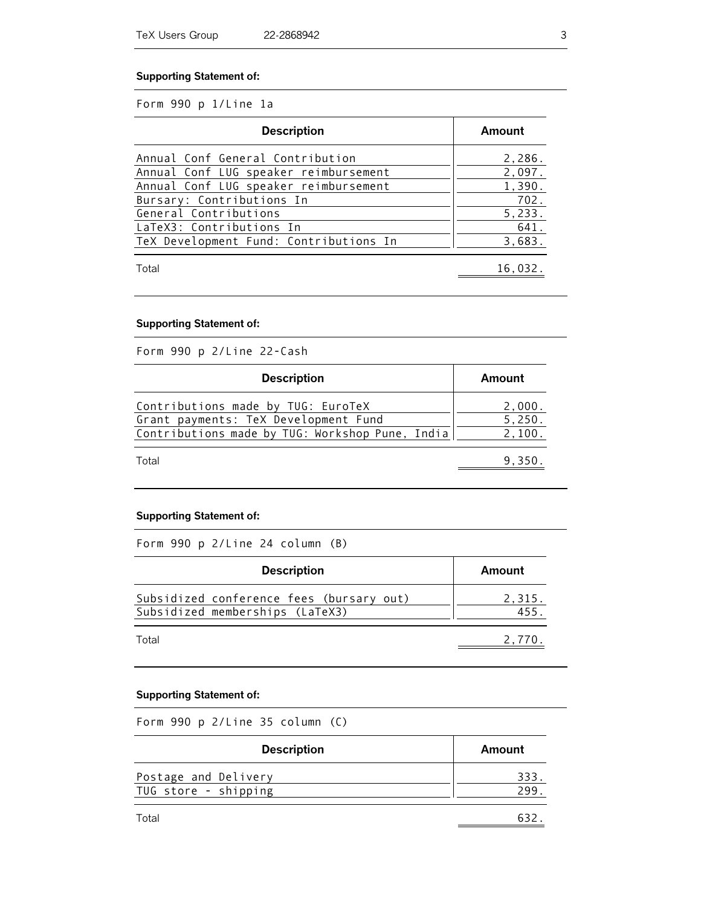**Supporting Statement of:**

Form 990 p 1/Line 1a

| Description | Amount |
|---|---|
| Annual Conf General Contribution | 2,286. |
| Annual Conf LUG speaker reimbursement | 2,097. |
| Annual Conf LUG speaker reimbursement | 1,390. |
| Bursary: Contributions In | 702. |
| General Contributions | 5,233. |
| LaTeX3: Contributions In | 641. |
| TeX Development Fund: Contributions In | 3,683. |
| Total | 16,032. |

**Supporting Statement of:**

Form 990 p 2/Line 22-Cash

| Description | Amount |
|---|---|
| Contributions made by TUG: EuroTeX | 2,000. |
| Grant payments: TeX Development Fund | 5,250. |
| Contributions made by TUG: Workshop Pune, India | 2,100. |
| Total | 9,350. |

**Supporting Statement of:**

Form 990 p 2/Line 24 column (B)

| Description | Amount |
|---|---|
| Subsidized conference fees (bursary out) | 2,315. |
| Subsidized memberships (LaTeX3) | 455. |
| Total | 2,770. |

**Supporting Statement of:**

Form 990 p 2/Line 35 column (C)

| Description | Amount |
|---|---|
| Postage and Delivery | 333. |
| TUG store - shipping | 299. |
| Total | 632. |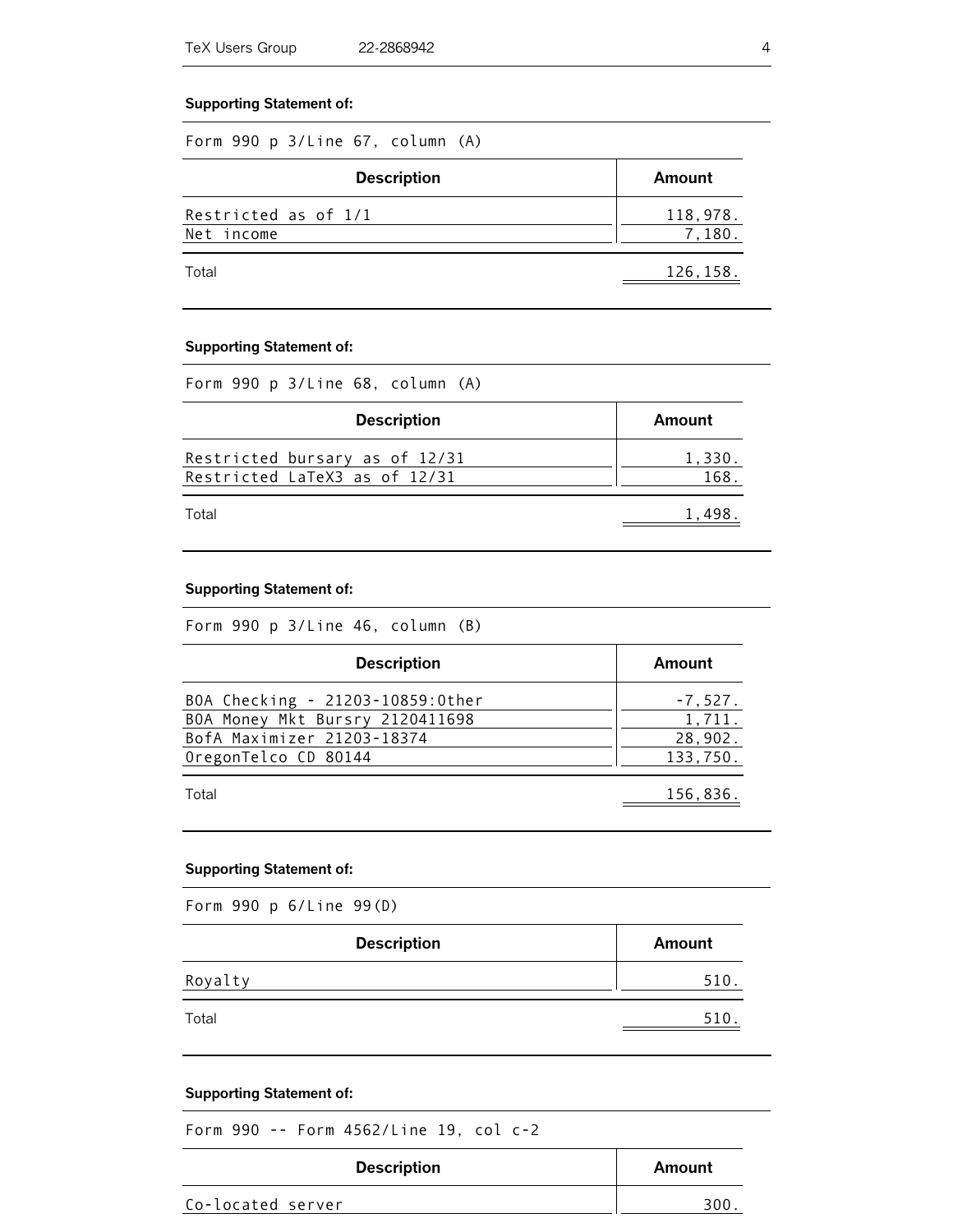**Supporting Statement of:**

Form 990 p 3/Line 67, column (A)

| Description | Amount |
|---|---|
| Restricted as of 1/1 | 118,978. |
| Net income | 7,180. |
| Total | 126,158. |

**Supporting Statement of:**

Form 990 p 3/Line 68, column (A)

| Description | Amount |
|---|---|
| Restricted bursary as of 12/31 | 1,330. |
| Restricted LaTeX3 as of 12/31 | 168. |
| Total | 1,498. |

**Supporting Statement of:**

Form 990 p 3/Line 46, column (B)

| Description | Amount |
|---|---|
| BOA Checking - 21203-10859:Other | -7,527. |
| BOA Money Mkt Bursry 2120411698 | 1,711. |
| BofA Maximizer 21203-18374 | 28,902. |
| OregonTelco CD 80144 | 133,750. |
| Total | 156,836. |

**Supporting Statement of:**

Form 990 p 6/Line 99(D)

| Description | Amount |
|---|---|
| Royalty | 510. |
| Total | 510. |

**Supporting Statement of:**

Form 990 -- Form 4562/Line 19, col c-2

| Description | Amount |
|---|---|
| Co-located server | 300. |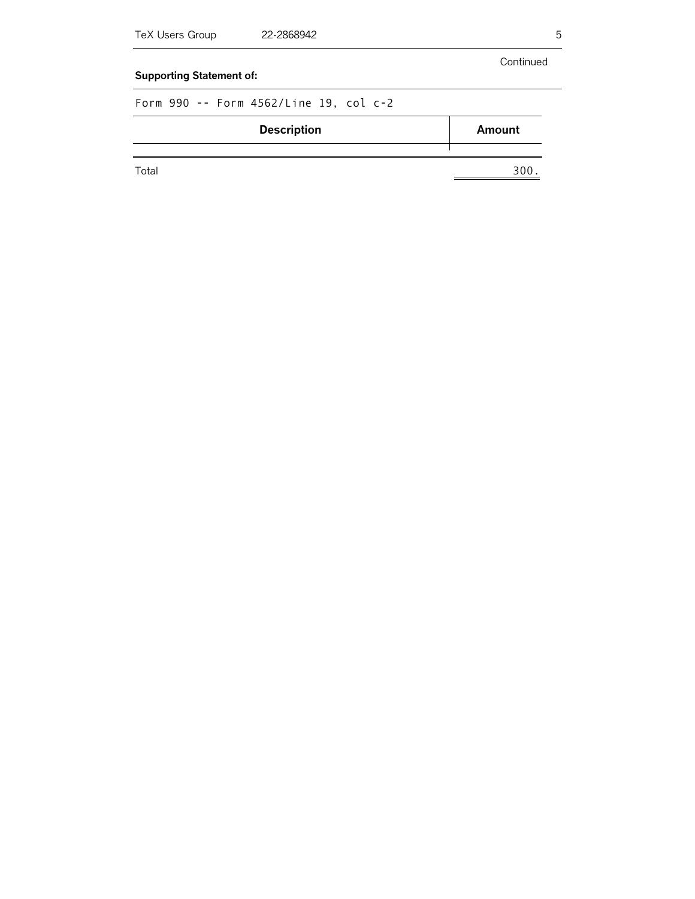Continued

**Supporting Statement of:**

Form 990 -- Form 4562/Line 19, col c-2

| Description | Amount |
|---|---|
| | |
| Total | 300. |